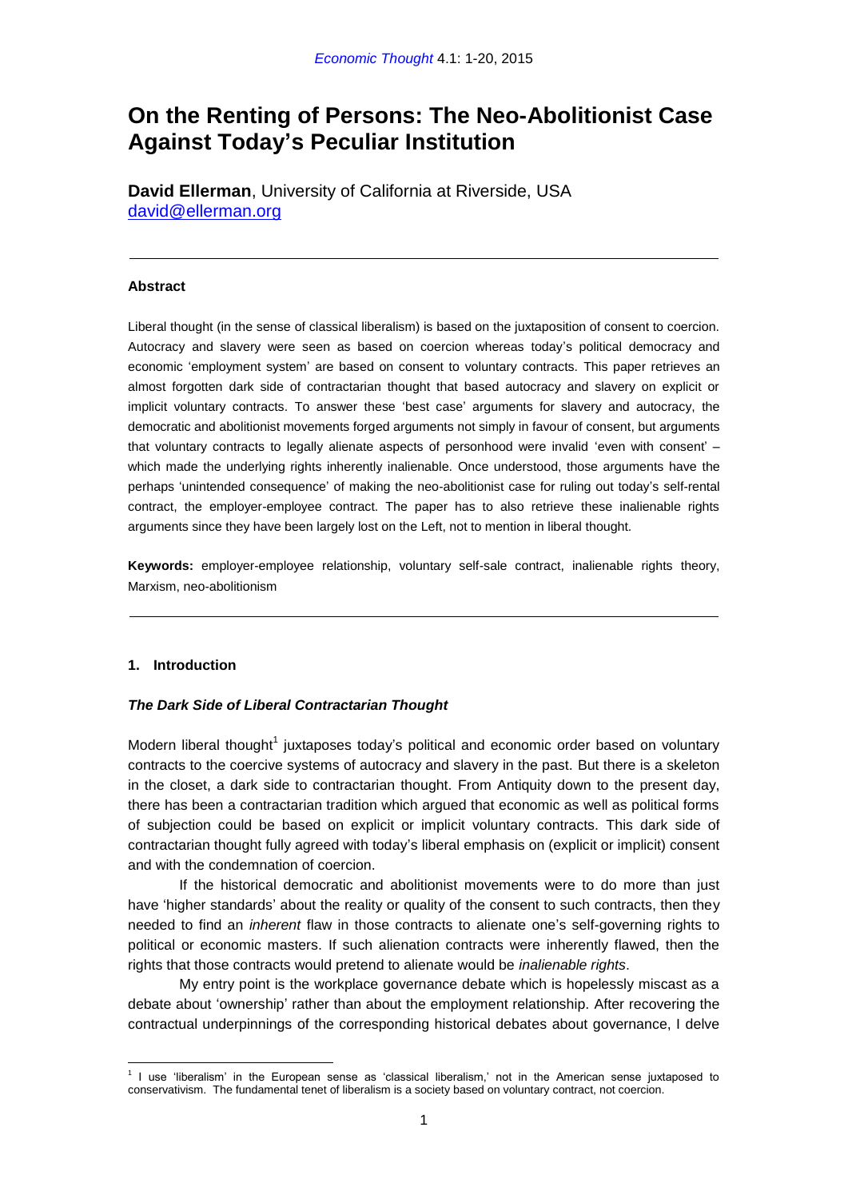# On the Renting of Persons: The Neo-Abolitionist Case Against Today's Peculiar Institution

**David Ellerman**, University of California at Riverside, USA
david@ellerman.org

---

### Abstract

Liberal thought (in the sense of classical liberalism) is based on the juxtaposition of consent to coercion. Autocracy and slavery were seen as based on coercion whereas today's political democracy and economic 'employment system' are based on consent to voluntary contracts. This paper retrieves an almost forgotten dark side of contractarian thought that based autocracy and slavery on explicit or implicit voluntary contracts. To answer these 'best case' arguments for slavery and autocracy, the democratic and abolitionist movements forged arguments not simply in favour of consent, but arguments that voluntary contracts to legally alienate aspects of personhood were invalid 'even with consent' – which made the underlying rights inherently inalienable. Once understood, those arguments have the perhaps 'unintended consequence' of making the neo-abolitionist case for ruling out today's self-rental contract, the employer-employee contract. The paper has to also retrieve these inalienable rights arguments since they have been largely lost on the Left, not to mention in liberal thought.

**Keywords:** employer-employee relationship, voluntary self-sale contract, inalienable rights theory, Marxism, neo-abolitionism

---

## 1. Introduction

### *The Dark Side of Liberal Contractarian Thought*

Modern liberal thought[1] juxtaposes today's political and economic order based on voluntary contracts to the coercive systems of autocracy and slavery in the past. But there is a skeleton in the closet, a dark side to contractarian thought. From Antiquity down to the present day, there has been a contractarian tradition which argued that economic as well as political forms of subjection could be based on explicit or implicit voluntary contracts. This dark side of contractarian thought fully agreed with today's liberal emphasis on (explicit or implicit) consent and with the condemnation of coercion.

If the historical democratic and abolitionist movements were to do more than just have 'higher standards' about the reality or quality of the consent to such contracts, then they needed to find an *inherent* flaw in those contracts to alienate one's self-governing rights to political or economic masters. If such alienation contracts were inherently flawed, then the rights that those contracts would pretend to alienate would be *inalienable rights*.

My entry point is the workplace governance debate which is hopelessly miscast as a debate about 'ownership' rather than about the employment relationship. After recovering the contractual underpinnings of the corresponding historical debates about governance, I delve

---

[1] I use 'liberalism' in the European sense as 'classical liberalism,' not in the American sense juxtaposed to conservativism. The fundamental tenet of liberalism is a society based on voluntary contract, not coercion.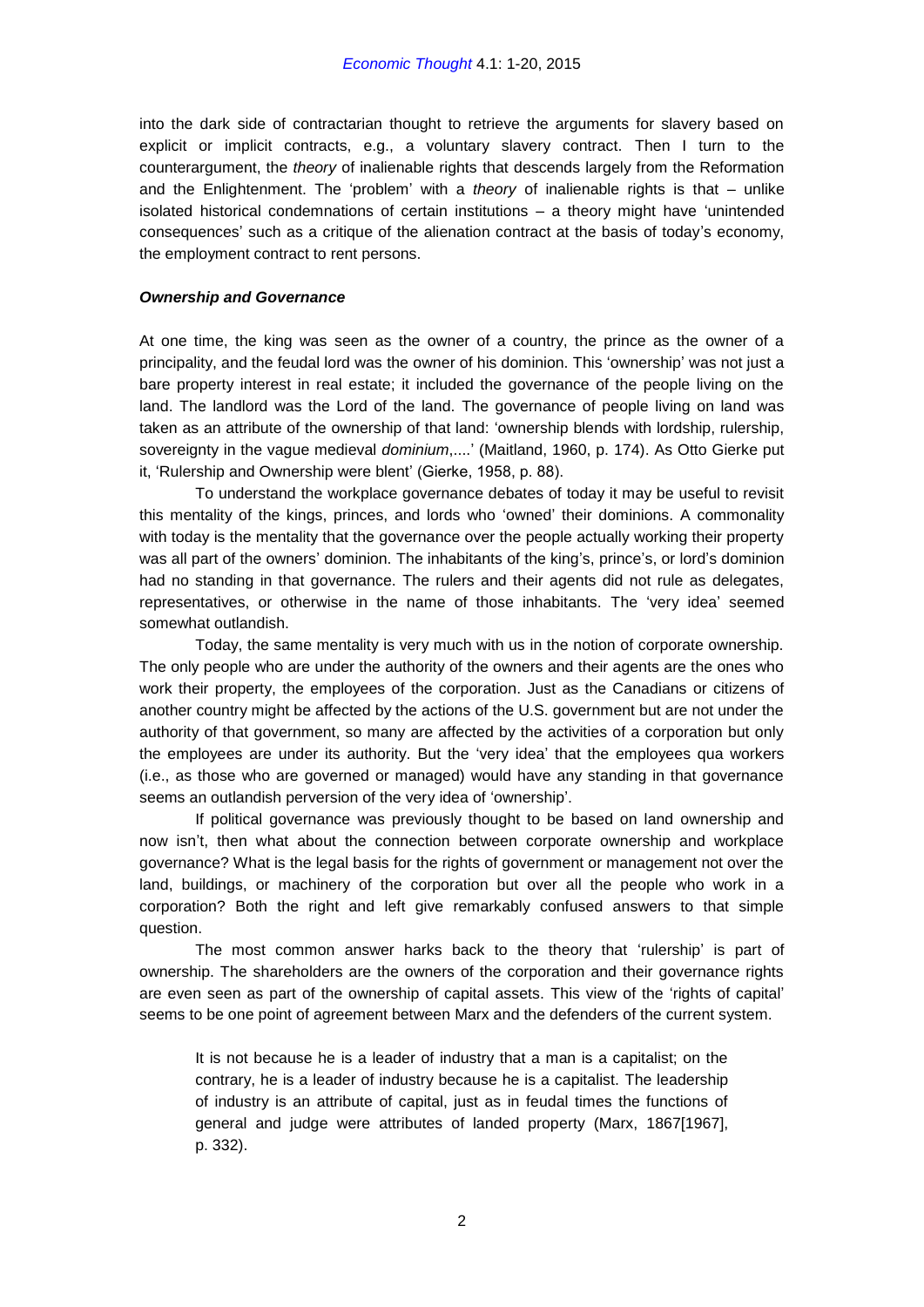into the dark side of contractarian thought to retrieve the arguments for slavery based on explicit or implicit contracts, e.g., a voluntary slavery contract. Then I turn to the counterargument, the *theory* of inalienable rights that descends largely from the Reformation and the Enlightenment. The 'problem' with a *theory* of inalienable rights is that – unlike isolated historical condemnations of certain institutions – a theory might have 'unintended consequences' such as a critique of the alienation contract at the basis of today's economy, the employment contract to rent persons.

### *Ownership and Governance*

At one time, the king was seen as the owner of a country, the prince as the owner of a principality, and the feudal lord was the owner of his dominion. This 'ownership' was not just a bare property interest in real estate; it included the governance of the people living on the land. The landlord was the Lord of the land. The governance of people living on land was taken as an attribute of the ownership of that land: 'ownership blends with lordship, rulership, sovereignty in the vague medieval *dominium*,....' (Maitland, 1960, p. 174). As Otto Gierke put it, 'Rulership and Ownership were blent' (Gierke, 1958, p. 88).

To understand the workplace governance debates of today it may be useful to revisit this mentality of the kings, princes, and lords who 'owned' their dominions. A commonality with today is the mentality that the governance over the people actually working their property was all part of the owners' dominion. The inhabitants of the king's, prince's, or lord's dominion had no standing in that governance. The rulers and their agents did not rule as delegates, representatives, or otherwise in the name of those inhabitants. The 'very idea' seemed somewhat outlandish.

Today, the same mentality is very much with us in the notion of corporate ownership. The only people who are under the authority of the owners and their agents are the ones who work their property, the employees of the corporation. Just as the Canadians or citizens of another country might be affected by the actions of the U.S. government but are not under the authority of that government, so many are affected by the activities of a corporation but only the employees are under its authority. But the 'very idea' that the employees qua workers (i.e., as those who are governed or managed) would have any standing in that governance seems an outlandish perversion of the very idea of 'ownership'.

If political governance was previously thought to be based on land ownership and now isn't, then what about the connection between corporate ownership and workplace governance? What is the legal basis for the rights of government or management not over the land, buildings, or machinery of the corporation but over all the people who work in a corporation? Both the right and left give remarkably confused answers to that simple question.

The most common answer harks back to the theory that 'rulership' is part of ownership. The shareholders are the owners of the corporation and their governance rights are even seen as part of the ownership of capital assets. This view of the 'rights of capital' seems to be one point of agreement between Marx and the defenders of the current system.

> It is not because he is a leader of industry that a man is a capitalist; on the contrary, he is a leader of industry because he is a capitalist. The leadership of industry is an attribute of capital, just as in feudal times the functions of general and judge were attributes of landed property (Marx, 1867[1967], p. 332).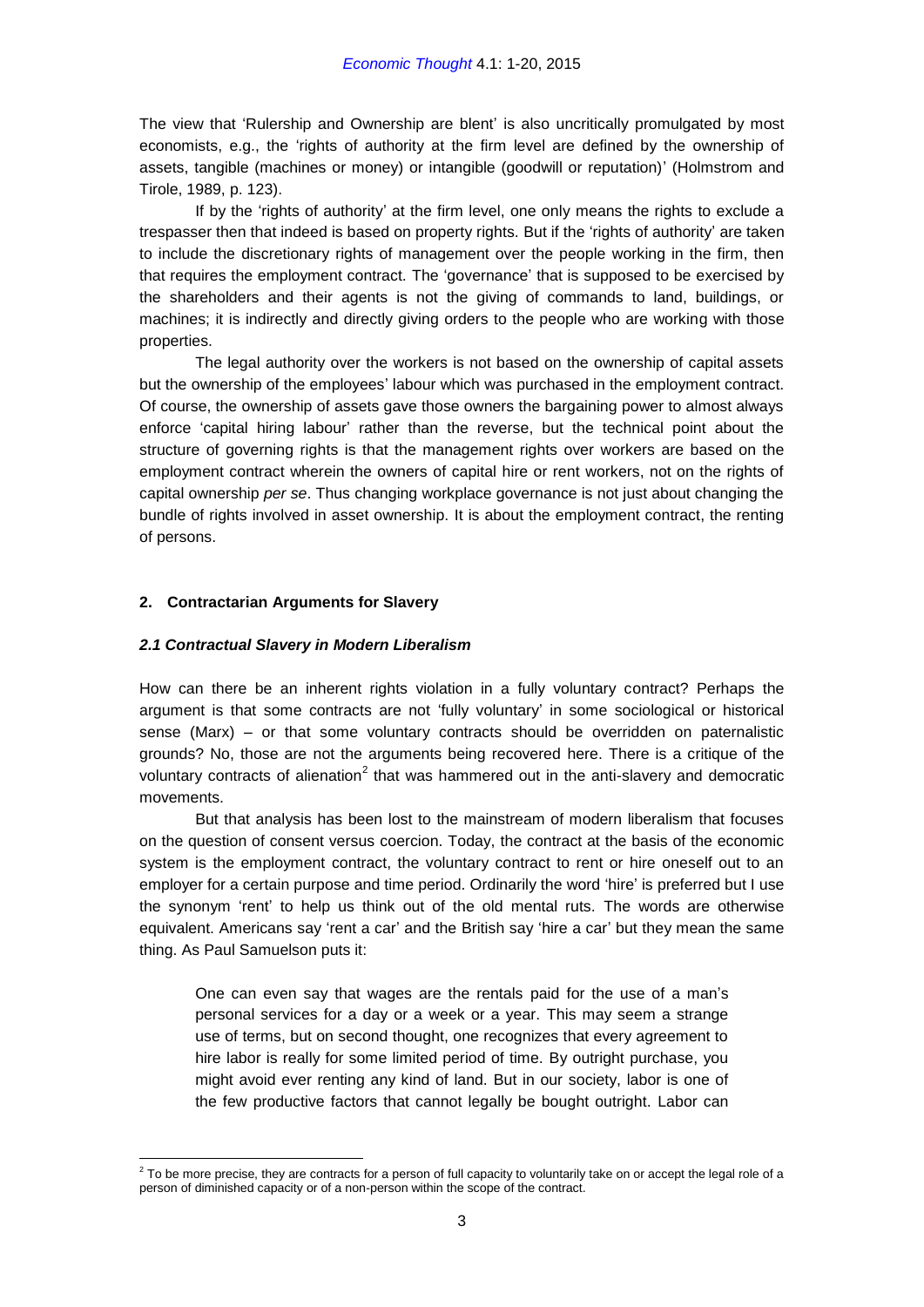The view that 'Rulership and Ownership are blent' is also uncritically promulgated by most economists, e.g., the 'rights of authority at the firm level are defined by the ownership of assets, tangible (machines or money) or intangible (goodwill or reputation)' (Holmstrom and Tirole, 1989, p. 123).

If by the 'rights of authority' at the firm level, one only means the rights to exclude a trespasser then that indeed is based on property rights. But if the 'rights of authority' are taken to include the discretionary rights of management over the people working in the firm, then that requires the employment contract. The 'governance' that is supposed to be exercised by the shareholders and their agents is not the giving of commands to land, buildings, or machines; it is indirectly and directly giving orders to the people who are working with those properties.

The legal authority over the workers is not based on the ownership of capital assets but the ownership of the employees' labour which was purchased in the employment contract. Of course, the ownership of assets gave those owners the bargaining power to almost always enforce 'capital hiring labour' rather than the reverse, but the technical point about the structure of governing rights is that the management rights over workers are based on the employment contract wherein the owners of capital hire or rent workers, not on the rights of capital ownership *per se*. Thus changing workplace governance is not just about changing the bundle of rights involved in asset ownership. It is about the employment contract, the renting of persons.

## 2. Contractarian Arguments for Slavery

### *2.1 Contractual Slavery in Modern Liberalism*

How can there be an inherent rights violation in a fully voluntary contract? Perhaps the argument is that some contracts are not 'fully voluntary' in some sociological or historical sense (Marx) – or that some voluntary contracts should be overridden on paternalistic grounds? No, those are not the arguments being recovered here. There is a critique of the voluntary contracts of alienation[2] that was hammered out in the anti-slavery and democratic movements.

But that analysis has been lost to the mainstream of modern liberalism that focuses on the question of consent versus coercion. Today, the contract at the basis of the economic system is the employment contract, the voluntary contract to rent or hire oneself out to an employer for a certain purpose and time period. Ordinarily the word 'hire' is preferred but I use the synonym 'rent' to help us think out of the old mental ruts. The words are otherwise equivalent. Americans say 'rent a car' and the British say 'hire a car' but they mean the same thing. As Paul Samuelson puts it:

> One can even say that wages are the rentals paid for the use of a man's personal services for a day or a week or a year. This may seem a strange use of terms, but on second thought, one recognizes that every agreement to hire labor is really for some limited period of time. By outright purchase, you might avoid ever renting any kind of land. But in our society, labor is one of the few productive factors that cannot legally be bought outright. Labor can

[2] To be more precise, they are contracts for a person of full capacity to voluntarily take on or accept the legal role of a person of diminished capacity or of a non-person within the scope of the contract.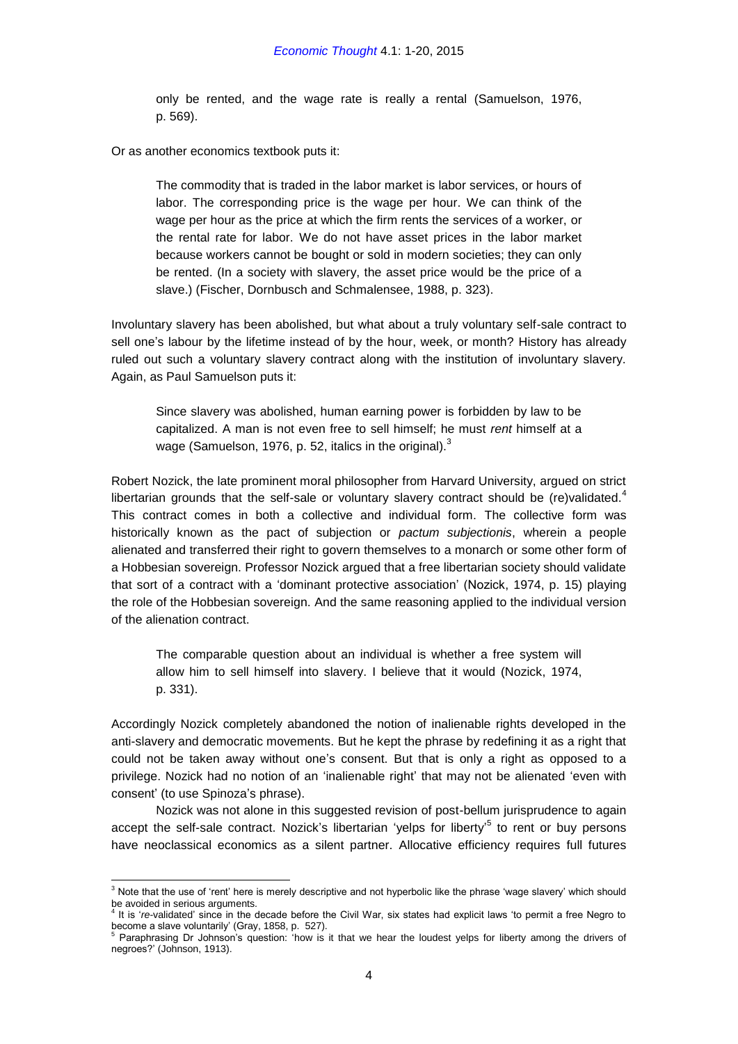> only be rented, and the wage rate is really a rental (Samuelson, 1976, p. 569).

Or as another economics textbook puts it:

> The commodity that is traded in the labor market is labor services, or hours of labor. The corresponding price is the wage per hour. We can think of the wage per hour as the price at which the firm rents the services of a worker, or the rental rate for labor. We do not have asset prices in the labor market because workers cannot be bought or sold in modern societies; they can only be rented. (In a society with slavery, the asset price would be the price of a slave.) (Fischer, Dornbusch and Schmalensee, 1988, p. 323).

Involuntary slavery has been abolished, but what about a truly voluntary self-sale contract to sell one's labour by the lifetime instead of by the hour, week, or month? History has already ruled out such a voluntary slavery contract along with the institution of involuntary slavery. Again, as Paul Samuelson puts it:

> Since slavery was abolished, human earning power is forbidden by law to be capitalized. A man is not even free to sell himself; he must *rent* himself at a wage (Samuelson, 1976, p. 52, italics in the original).[3]

Robert Nozick, the late prominent moral philosopher from Harvard University, argued on strict libertarian grounds that the self-sale or voluntary slavery contract should be (re)validated.[4] This contract comes in both a collective and individual form. The collective form was historically known as the pact of subjection or *pactum subjectionis*, wherein a people alienated and transferred their right to govern themselves to a monarch or some other form of a Hobbesian sovereign. Professor Nozick argued that a free libertarian society should validate that sort of a contract with a 'dominant protective association' (Nozick, 1974, p. 15) playing the role of the Hobbesian sovereign. And the same reasoning applied to the individual version of the alienation contract.

> The comparable question about an individual is whether a free system will allow him to sell himself into slavery. I believe that it would (Nozick, 1974, p. 331).

Accordingly Nozick completely abandoned the notion of inalienable rights developed in the anti-slavery and democratic movements. But he kept the phrase by redefining it as a right that could not be taken away without one's consent. But that is only a right as opposed to a privilege. Nozick had no notion of an 'inalienable right' that may not be alienated 'even with consent' (to use Spinoza's phrase).

Nozick was not alone in this suggested revision of post-bellum jurisprudence to again accept the self-sale contract. Nozick's libertarian 'yelps for liberty'[5] to rent or buy persons have neoclassical economics as a silent partner. Allocative efficiency requires full futures

---

[3] Note that the use of 'rent' here is merely descriptive and not hyperbolic like the phrase 'wage slavery' which should be avoided in serious arguments.

[4] It is '*re*-validated' since in the decade before the Civil War, six states had explicit laws 'to permit a free Negro to become a slave voluntarily' (Gray, 1858, p. 527).

[5] Paraphrasing Dr Johnson's question: 'how is it that we hear the loudest yelps for liberty among the drivers of negroes?' (Johnson, 1913).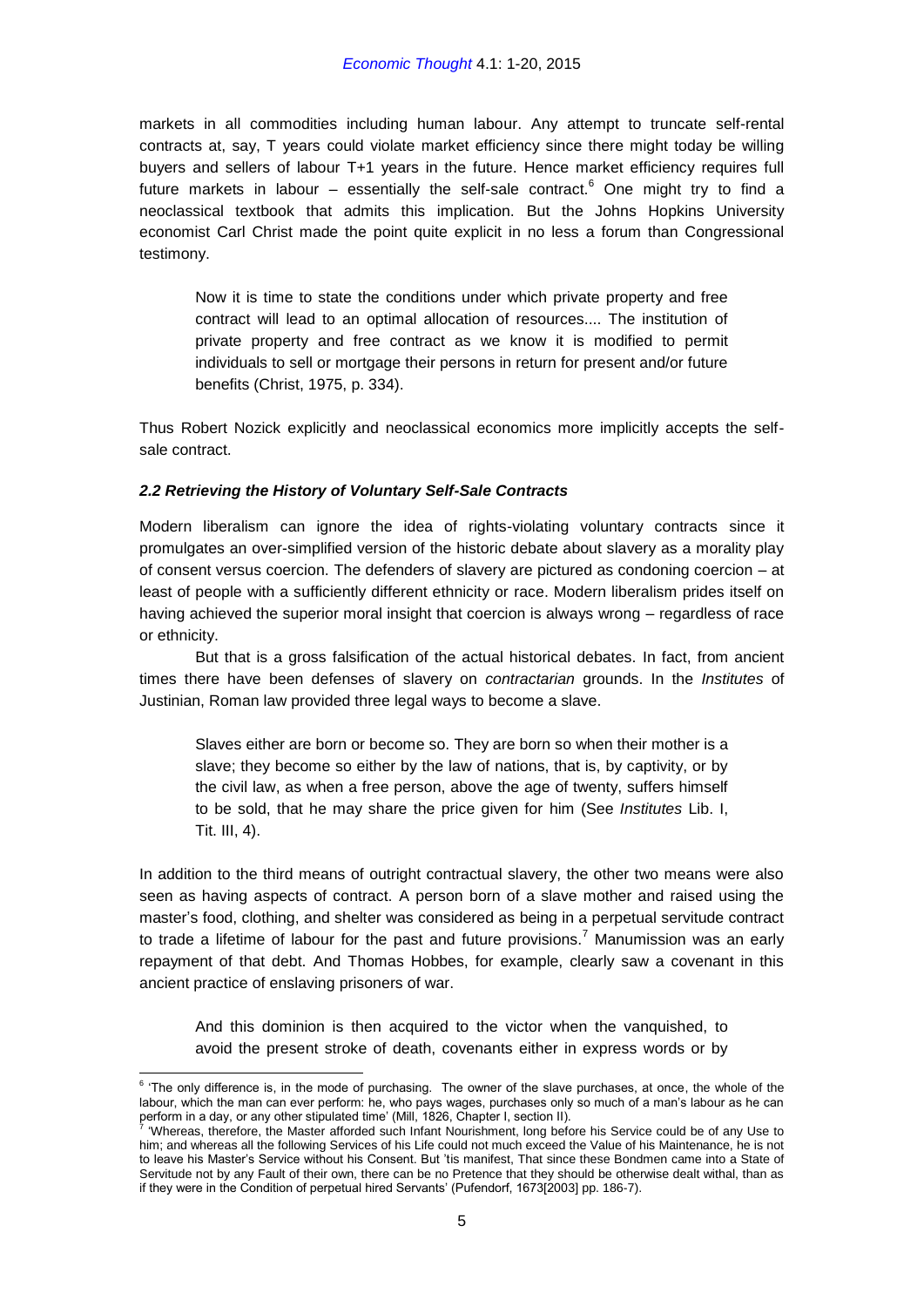markets in all commodities including human labour. Any attempt to truncate self-rental contracts at, say, T years could violate market efficiency since there might today be willing buyers and sellers of labour T+1 years in the future. Hence market efficiency requires full future markets in labour – essentially the self-sale contract.[6] One might try to find a neoclassical textbook that admits this implication. But the Johns Hopkins University economist Carl Christ made the point quite explicit in no less a forum than Congressional testimony.

> Now it is time to state the conditions under which private property and free contract will lead to an optimal allocation of resources.... The institution of private property and free contract as we know it is modified to permit individuals to sell or mortgage their persons in return for present and/or future benefits (Christ, 1975, p. 334).

Thus Robert Nozick explicitly and neoclassical economics more implicitly accepts the self-sale contract.

### *2.2 Retrieving the History of Voluntary Self-Sale Contracts*

Modern liberalism can ignore the idea of rights-violating voluntary contracts since it promulgates an over-simplified version of the historic debate about slavery as a morality play of consent versus coercion. The defenders of slavery are pictured as condoning coercion – at least of people with a sufficiently different ethnicity or race. Modern liberalism prides itself on having achieved the superior moral insight that coercion is always wrong – regardless of race or ethnicity.

But that is a gross falsification of the actual historical debates. In fact, from ancient times there have been defenses of slavery on *contractarian* grounds. In the *Institutes* of Justinian, Roman law provided three legal ways to become a slave.

> Slaves either are born or become so. They are born so when their mother is a slave; they become so either by the law of nations, that is, by captivity, or by the civil law, as when a free person, above the age of twenty, suffers himself to be sold, that he may share the price given for him (See *Institutes* Lib. I, Tit. III, 4).

In addition to the third means of outright contractual slavery, the other two means were also seen as having aspects of contract. A person born of a slave mother and raised using the master's food, clothing, and shelter was considered as being in a perpetual servitude contract to trade a lifetime of labour for the past and future provisions.[7] Manumission was an early repayment of that debt. And Thomas Hobbes, for example, clearly saw a covenant in this ancient practice of enslaving prisoners of war.

> And this dominion is then acquired to the victor when the vanquished, to avoid the present stroke of death, covenants either in express words or by

---

[6] 'The only difference is, in the mode of purchasing. The owner of the slave purchases, at once, the whole of the labour, which the man can ever perform: he, who pays wages, purchases only so much of a man's labour as he can perform in a day, or any other stipulated time' (Mill, 1826, Chapter I, section II).

[7] 'Whereas, therefore, the Master afforded such Infant Nourishment, long before his Service could be of any Use to him; and whereas all the following Services of his Life could not much exceed the Value of his Maintenance, he is not to leave his Master's Service without his Consent. But 'tis manifest, That since these Bondmen came into a State of Servitude not by any Fault of their own, there can be no Pretence that they should be otherwise dealt withal, than as if they were in the Condition of perpetual hired Servants' (Pufendorf, 1673[2003] pp. 186-7).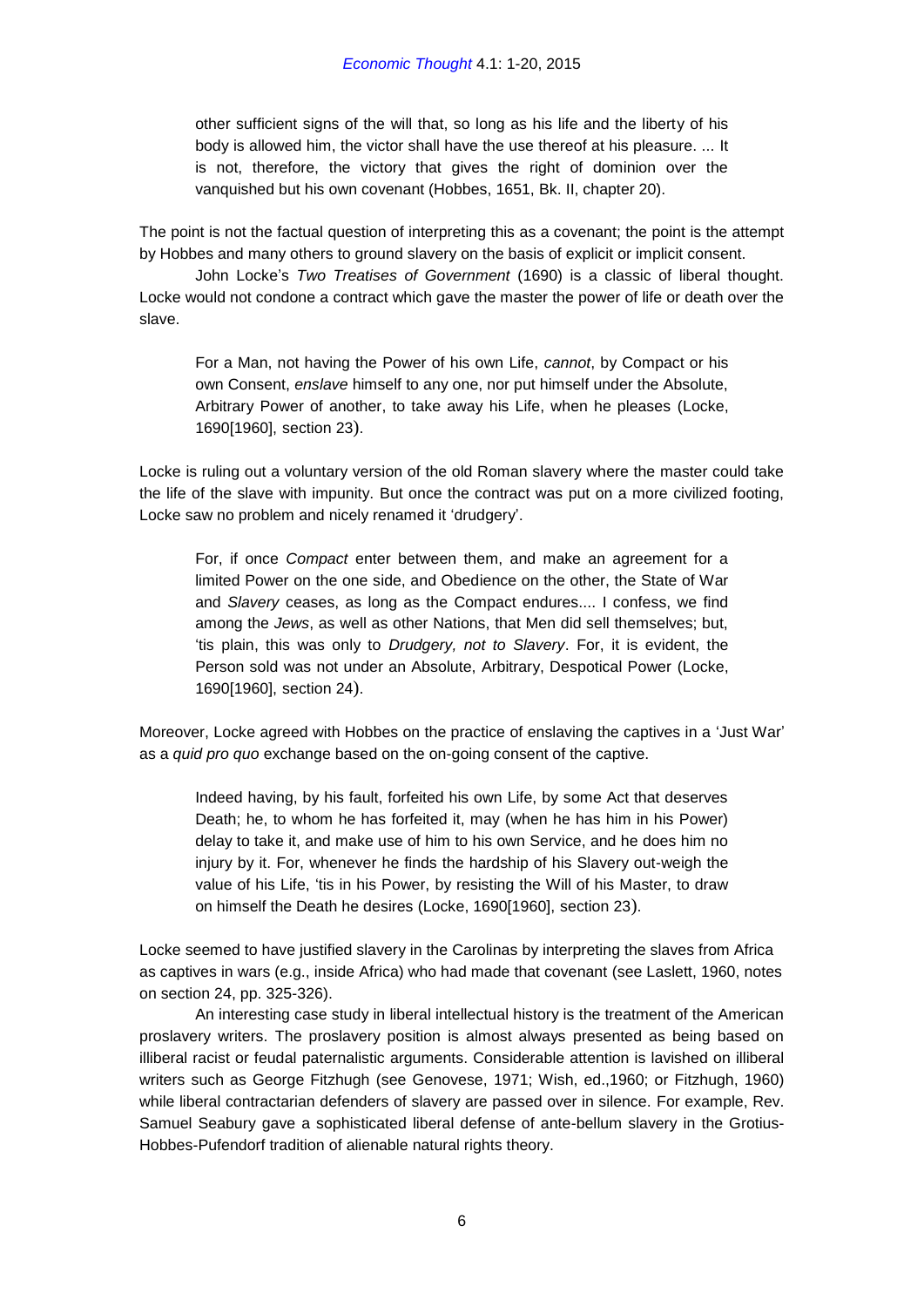> other sufficient signs of the will that, so long as his life and the liberty of his body is allowed him, the victor shall have the use thereof at his pleasure. ... It is not, therefore, the victory that gives the right of dominion over the vanquished but his own covenant (Hobbes, 1651, Bk. II, chapter 20).

The point is not the factual question of interpreting this as a covenant; the point is the attempt by Hobbes and many others to ground slavery on the basis of explicit or implicit consent.

John Locke's *Two Treatises of Government* (1690) is a classic of liberal thought. Locke would not condone a contract which gave the master the power of life or death over the slave.

> For a Man, not having the Power of his own Life, *cannot*, by Compact or his own Consent, *enslave* himself to any one, nor put himself under the Absolute, Arbitrary Power of another, to take away his Life, when he pleases (Locke, 1690[1960], section 23).

Locke is ruling out a voluntary version of the old Roman slavery where the master could take the life of the slave with impunity. But once the contract was put on a more civilized footing, Locke saw no problem and nicely renamed it 'drudgery'.

> For, if once *Compact* enter between them, and make an agreement for a limited Power on the one side, and Obedience on the other, the State of War and *Slavery* ceases, as long as the Compact endures.... I confess, we find among the *Jews*, as well as other Nations, that Men did sell themselves; but, 'tis plain, this was only to *Drudgery, not to Slavery*. For, it is evident, the Person sold was not under an Absolute, Arbitrary, Despotical Power (Locke, 1690[1960], section 24).

Moreover, Locke agreed with Hobbes on the practice of enslaving the captives in a 'Just War' as a *quid pro quo* exchange based on the on-going consent of the captive.

> Indeed having, by his fault, forfeited his own Life, by some Act that deserves Death; he, to whom he has forfeited it, may (when he has him in his Power) delay to take it, and make use of him to his own Service, and he does him no injury by it. For, whenever he finds the hardship of his Slavery out-weigh the value of his Life, 'tis in his Power, by resisting the Will of his Master, to draw on himself the Death he desires (Locke, 1690[1960], section 23).

Locke seemed to have justified slavery in the Carolinas by interpreting the slaves from Africa as captives in wars (e.g., inside Africa) who had made that covenant (see Laslett, 1960, notes on section 24, pp. 325-326).

An interesting case study in liberal intellectual history is the treatment of the American proslavery writers. The proslavery position is almost always presented as being based on illiberal racist or feudal paternalistic arguments. Considerable attention is lavished on illiberal writers such as George Fitzhugh (see Genovese, 1971; Wish, ed.,1960; or Fitzhugh, 1960) while liberal contractarian defenders of slavery are passed over in silence. For example, Rev. Samuel Seabury gave a sophisticated liberal defense of ante-bellum slavery in the Grotius-Hobbes-Pufendorf tradition of alienable natural rights theory.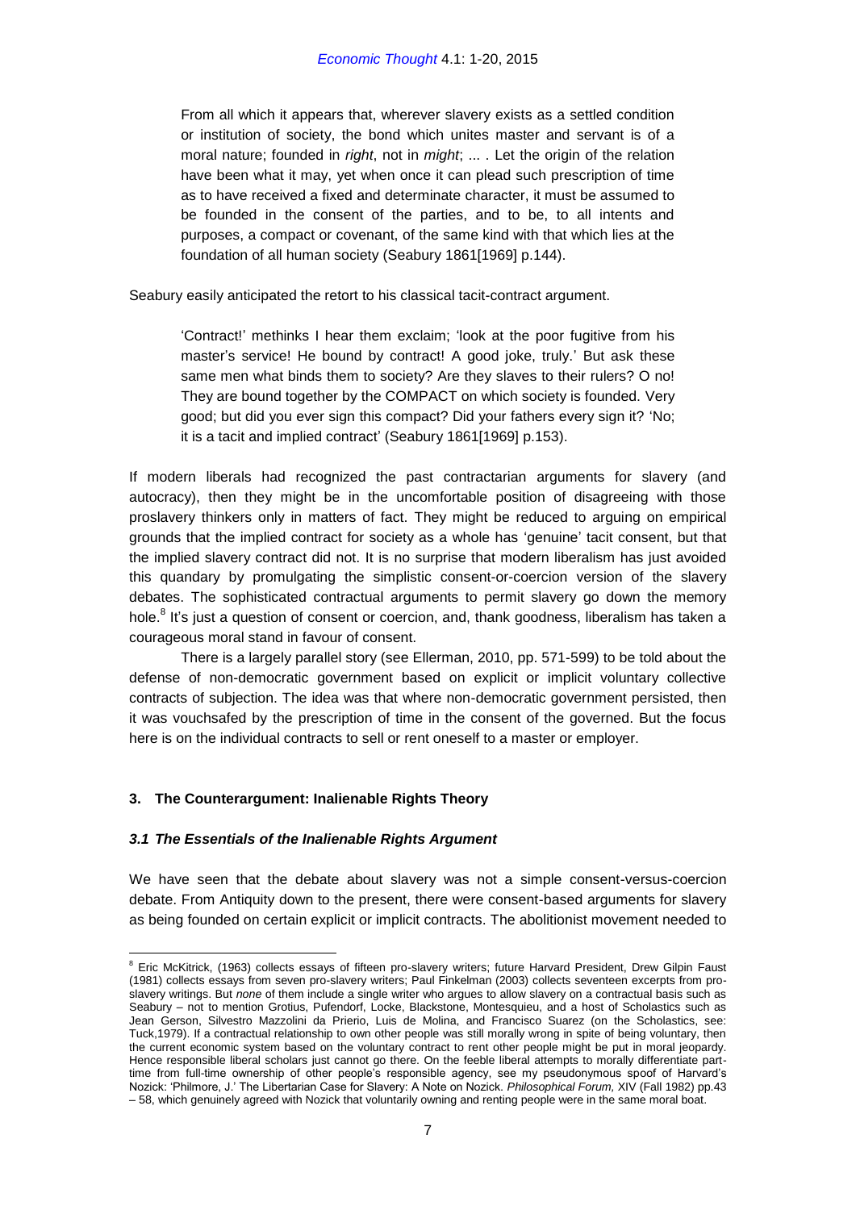> From all which it appears that, wherever slavery exists as a settled condition or institution of society, the bond which unites master and servant is of a moral nature; founded in *right*, not in *might*; ... . Let the origin of the relation have been what it may, yet when once it can plead such prescription of time as to have received a fixed and determinate character, it must be assumed to be founded in the consent of the parties, and to be, to all intents and purposes, a compact or covenant, of the same kind with that which lies at the foundation of all human society (Seabury 1861[1969] p.144).

Seabury easily anticipated the retort to his classical tacit-contract argument.

> 'Contract!' methinks I hear them exclaim; 'look at the poor fugitive from his master's service! He bound by contract! A good joke, truly.' But ask these same men what binds them to society? Are they slaves to their rulers? O no! They are bound together by the COMPACT on which society is founded. Very good; but did you ever sign this compact? Did your fathers every sign it? 'No; it is a tacit and implied contract' (Seabury 1861[1969] p.153).

If modern liberals had recognized the past contractarian arguments for slavery (and autocracy), then they might be in the uncomfortable position of disagreeing with those proslavery thinkers only in matters of fact. They might be reduced to arguing on empirical grounds that the implied contract for society as a whole has 'genuine' tacit consent, but that the implied slavery contract did not. It is no surprise that modern liberalism has just avoided this quandary by promulgating the simplistic consent-or-coercion version of the slavery debates. The sophisticated contractual arguments to permit slavery go down the memory hole.[8] It's just a question of consent or coercion, and, thank goodness, liberalism has taken a courageous moral stand in favour of consent.

There is a largely parallel story (see Ellerman, 2010, pp. 571-599) to be told about the defense of non-democratic government based on explicit or implicit voluntary collective contracts of subjection. The idea was that where non-democratic government persisted, then it was vouchsafed by the prescription of time in the consent of the governed. But the focus here is on the individual contracts to sell or rent oneself to a master or employer.

## 3. The Counterargument: Inalienable Rights Theory

### *3.1 The Essentials of the Inalienable Rights Argument*

We have seen that the debate about slavery was not a simple consent-versus-coercion debate. From Antiquity down to the present, there were consent-based arguments for slavery as being founded on certain explicit or implicit contracts. The abolitionist movement needed to

---

[8] Eric McKitrick, (1963) collects essays of fifteen pro-slavery writers; future Harvard President, Drew Gilpin Faust (1981) collects essays from seven pro-slavery writers; Paul Finkelman (2003) collects seventeen excerpts from pro-slavery writings. But *none* of them include a single writer who argues to allow slavery on a contractual basis such as Seabury – not to mention Grotius, Pufendorf, Locke, Blackstone, Montesquieu, and a host of Scholastics such as Jean Gerson, Silvestro Mazzolini da Prierio, Luis de Molina, and Francisco Suarez (on the Scholastics, see: Tuck,1979). If a contractual relationship to own other people was still morally wrong in spite of being voluntary, then the current economic system based on the voluntary contract to rent other people might be put in moral jeopardy. Hence responsible liberal scholars just cannot go there. On the feeble liberal attempts to morally differentiate part-time from full-time ownership of other people's responsible agency, see my pseudonymous spoof of Harvard's Nozick: 'Philmore, J.' The Libertarian Case for Slavery: A Note on Nozick. *Philosophical Forum,* XIV (Fall 1982) pp.43 – 58, which genuinely agreed with Nozick that voluntarily owning and renting people were in the same moral boat.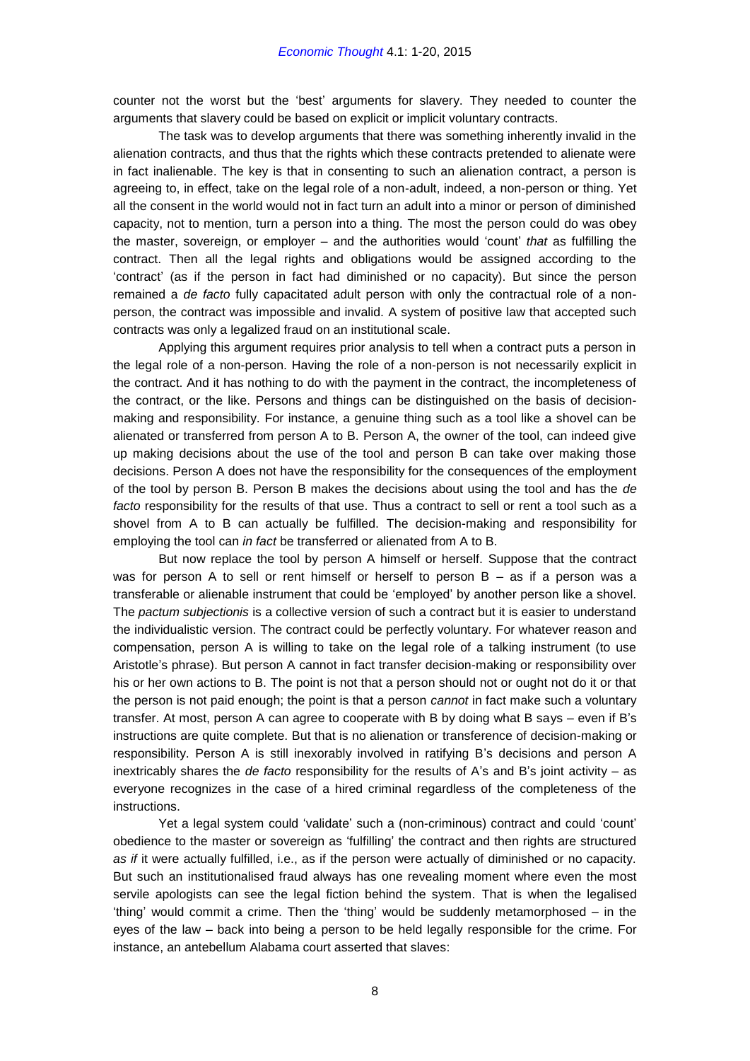counter not the worst but the 'best' arguments for slavery. They needed to counter the arguments that slavery could be based on explicit or implicit voluntary contracts.

The task was to develop arguments that there was something inherently invalid in the alienation contracts, and thus that the rights which these contracts pretended to alienate were in fact inalienable. The key is that in consenting to such an alienation contract, a person is agreeing to, in effect, take on the legal role of a non-adult, indeed, a non-person or thing. Yet all the consent in the world would not in fact turn an adult into a minor or person of diminished capacity, not to mention, turn a person into a thing. The most the person could do was obey the master, sovereign, or employer – and the authorities would 'count' *that* as fulfilling the contract. Then all the legal rights and obligations would be assigned according to the 'contract' (as if the person in fact had diminished or no capacity). But since the person remained a *de facto* fully capacitated adult person with only the contractual role of a non-person, the contract was impossible and invalid. A system of positive law that accepted such contracts was only a legalized fraud on an institutional scale.

Applying this argument requires prior analysis to tell when a contract puts a person in the legal role of a non-person. Having the role of a non-person is not necessarily explicit in the contract. And it has nothing to do with the payment in the contract, the incompleteness of the contract, or the like. Persons and things can be distinguished on the basis of decision-making and responsibility. For instance, a genuine thing such as a tool like a shovel can be alienated or transferred from person A to B. Person A, the owner of the tool, can indeed give up making decisions about the use of the tool and person B can take over making those decisions. Person A does not have the responsibility for the consequences of the employment of the tool by person B. Person B makes the decisions about using the tool and has the *de facto* responsibility for the results of that use. Thus a contract to sell or rent a tool such as a shovel from A to B can actually be fulfilled. The decision-making and responsibility for employing the tool can *in fact* be transferred or alienated from A to B.

But now replace the tool by person A himself or herself. Suppose that the contract was for person A to sell or rent himself or herself to person B – as if a person was a transferable or alienable instrument that could be 'employed' by another person like a shovel. The *pactum subjectionis* is a collective version of such a contract but it is easier to understand the individualistic version. The contract could be perfectly voluntary. For whatever reason and compensation, person A is willing to take on the legal role of a talking instrument (to use Aristotle's phrase). But person A cannot in fact transfer decision-making or responsibility over his or her own actions to B. The point is not that a person should not or ought not do it or that the person is not paid enough; the point is that a person *cannot* in fact make such a voluntary transfer. At most, person A can agree to cooperate with B by doing what B says – even if B's instructions are quite complete. But that is no alienation or transference of decision-making or responsibility. Person A is still inexorably involved in ratifying B's decisions and person A inextricably shares the *de facto* responsibility for the results of A's and B's joint activity – as everyone recognizes in the case of a hired criminal regardless of the completeness of the instructions.

Yet a legal system could 'validate' such a (non-criminous) contract and could 'count' obedience to the master or sovereign as 'fulfilling' the contract and then rights are structured *as if* it were actually fulfilled, i.e., as if the person were actually of diminished or no capacity. But such an institutionalised fraud always has one revealing moment where even the most servile apologists can see the legal fiction behind the system. That is when the legalised 'thing' would commit a crime. Then the 'thing' would be suddenly metamorphosed – in the eyes of the law – back into being a person to be held legally responsible for the crime. For instance, an antebellum Alabama court asserted that slaves: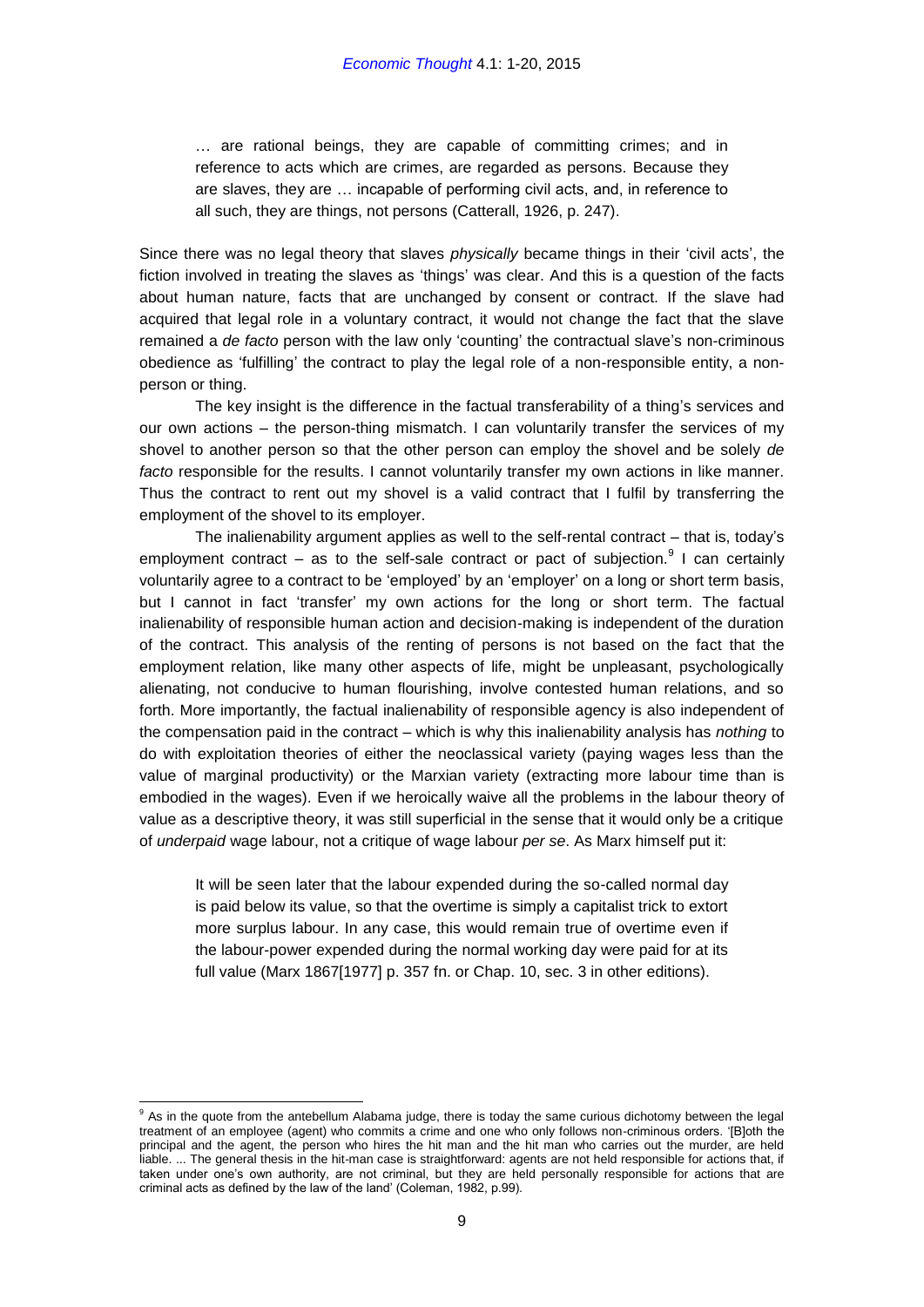> … are rational beings, they are capable of committing crimes; and in reference to acts which are crimes, are regarded as persons. Because they are slaves, they are … incapable of performing civil acts, and, in reference to all such, they are things, not persons (Catterall, 1926, p. 247).

Since there was no legal theory that slaves *physically* became things in their 'civil acts', the fiction involved in treating the slaves as 'things' was clear. And this is a question of the facts about human nature, facts that are unchanged by consent or contract. If the slave had acquired that legal role in a voluntary contract, it would not change the fact that the slave remained a *de facto* person with the law only 'counting' the contractual slave's non-criminous obedience as 'fulfilling' the contract to play the legal role of a non-responsible entity, a non-person or thing.

The key insight is the difference in the factual transferability of a thing's services and our own actions – the person-thing mismatch. I can voluntarily transfer the services of my shovel to another person so that the other person can employ the shovel and be solely *de facto* responsible for the results. I cannot voluntarily transfer my own actions in like manner. Thus the contract to rent out my shovel is a valid contract that I fulfil by transferring the employment of the shovel to its employer.

The inalienability argument applies as well to the self-rental contract – that is, today's employment contract – as to the self-sale contract or pact of subjection.[9] I can certainly voluntarily agree to a contract to be 'employed' by an 'employer' on a long or short term basis, but I cannot in fact 'transfer' my own actions for the long or short term. The factual inalienability of responsible human action and decision-making is independent of the duration of the contract. This analysis of the renting of persons is not based on the fact that the employment relation, like many other aspects of life, might be unpleasant, psychologically alienating, not conducive to human flourishing, involve contested human relations, and so forth. More importantly, the factual inalienability of responsible agency is also independent of the compensation paid in the contract – which is why this inalienability analysis has *nothing* to do with exploitation theories of either the neoclassical variety (paying wages less than the value of marginal productivity) or the Marxian variety (extracting more labour time than is embodied in the wages). Even if we heroically waive all the problems in the labour theory of value as a descriptive theory, it was still superficial in the sense that it would only be a critique of *underpaid* wage labour, not a critique of wage labour *per se*. As Marx himself put it:

> It will be seen later that the labour expended during the so-called normal day is paid below its value, so that the overtime is simply a capitalist trick to extort more surplus labour. In any case, this would remain true of overtime even if the labour-power expended during the normal working day were paid for at its full value (Marx 1867[1977] p. 357 fn. or Chap. 10, sec. 3 in other editions).

---

[9] As in the quote from the antebellum Alabama judge, there is today the same curious dichotomy between the legal treatment of an employee (agent) who commits a crime and one who only follows non-criminous orders. '[B]oth the principal and the agent, the person who hires the hit man and the hit man who carries out the murder, are held liable. ... The general thesis in the hit-man case is straightforward: agents are not held responsible for actions that, if taken under one's own authority, are not criminal, but they are held personally responsible for actions that are criminal acts as defined by the law of the land' (Coleman, 1982, p.99).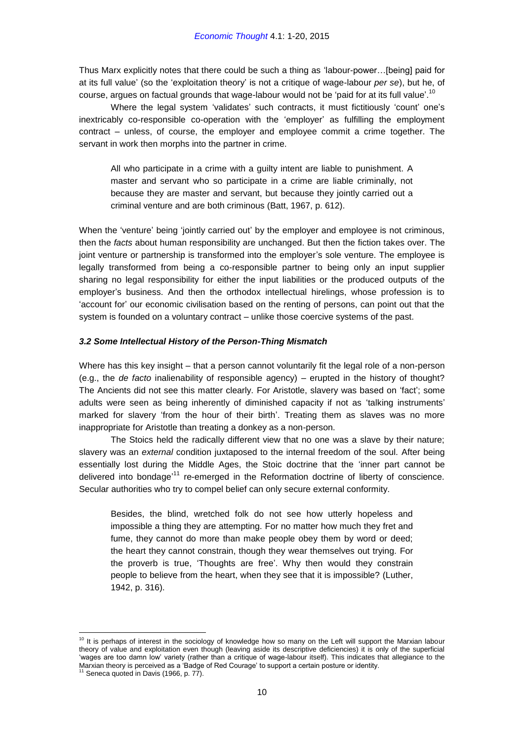Thus Marx explicitly notes that there could be such a thing as 'labour-power…[being] paid for at its full value' (so the 'exploitation theory' is not a critique of wage-labour *per se*), but he, of course, argues on factual grounds that wage-labour would not be 'paid for at its full value'.[10]

Where the legal system 'validates' such contracts, it must fictitiously 'count' one's inextricably co-responsible co-operation with the 'employer' as fulfilling the employment contract – unless, of course, the employer and employee commit a crime together. The servant in work then morphs into the partner in crime.

> All who participate in a crime with a guilty intent are liable to punishment. A master and servant who so participate in a crime are liable criminally, not because they are master and servant, but because they jointly carried out a criminal venture and are both criminous (Batt, 1967, p. 612).

When the 'venture' being 'jointly carried out' by the employer and employee is not criminous, then the *facts* about human responsibility are unchanged. But then the fiction takes over. The joint venture or partnership is transformed into the employer's sole venture. The employee is legally transformed from being a co-responsible partner to being only an input supplier sharing no legal responsibility for either the input liabilities or the produced outputs of the employer's business. And then the orthodox intellectual hirelings, whose profession is to 'account for' our economic civilisation based on the renting of persons, can point out that the system is founded on a voluntary contract – unlike those coercive systems of the past.

### *3.2 Some Intellectual History of the Person-Thing Mismatch*

Where has this key insight – that a person cannot voluntarily fit the legal role of a non-person (e.g., the *de facto* inalienability of responsible agency) – erupted in the history of thought? The Ancients did not see this matter clearly. For Aristotle, slavery was based on 'fact'; some adults were seen as being inherently of diminished capacity if not as 'talking instruments' marked for slavery 'from the hour of their birth'. Treating them as slaves was no more inappropriate for Aristotle than treating a donkey as a non-person.

The Stoics held the radically different view that no one was a slave by their nature; slavery was an *external* condition juxtaposed to the internal freedom of the soul. After being essentially lost during the Middle Ages, the Stoic doctrine that the 'inner part cannot be delivered into bondage'[11] re-emerged in the Reformation doctrine of liberty of conscience. Secular authorities who try to compel belief can only secure external conformity.

> Besides, the blind, wretched folk do not see how utterly hopeless and impossible a thing they are attempting. For no matter how much they fret and fume, they cannot do more than make people obey them by word or deed; the heart they cannot constrain, though they wear themselves out trying. For the proverb is true, 'Thoughts are free'. Why then would they constrain people to believe from the heart, when they see that it is impossible? (Luther, 1942, p. 316).

---

[10] It is perhaps of interest in the sociology of knowledge how so many on the Left will support the Marxian labour theory of value and exploitation even though (leaving aside its descriptive deficiencies) it is only of the superficial 'wages are too damn low' variety (rather than a critique of wage-labour itself). This indicates that allegiance to the Marxian theory is perceived as a 'Badge of Red Courage' to support a certain posture or identity.

[11] Seneca quoted in Davis (1966, p. 77).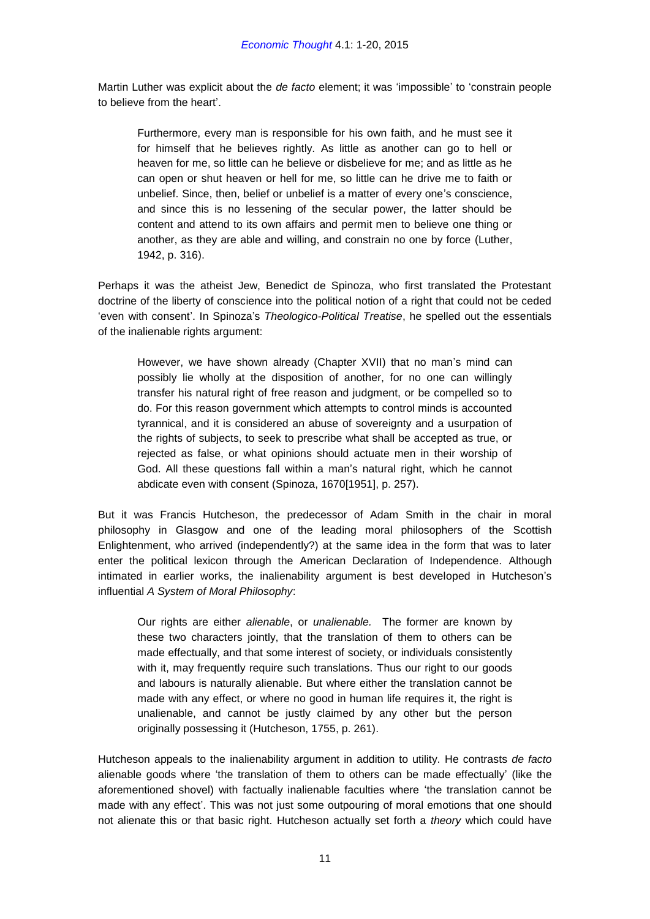Martin Luther was explicit about the *de facto* element; it was 'impossible' to 'constrain people to believe from the heart'.

> Furthermore, every man is responsible for his own faith, and he must see it for himself that he believes rightly. As little as another can go to hell or heaven for me, so little can he believe or disbelieve for me; and as little as he can open or shut heaven or hell for me, so little can he drive me to faith or unbelief. Since, then, belief or unbelief is a matter of every one's conscience, and since this is no lessening of the secular power, the latter should be content and attend to its own affairs and permit men to believe one thing or another, as they are able and willing, and constrain no one by force (Luther, 1942, p. 316).

Perhaps it was the atheist Jew, Benedict de Spinoza, who first translated the Protestant doctrine of the liberty of conscience into the political notion of a right that could not be ceded 'even with consent'. In Spinoza's *Theologico-Political Treatise*, he spelled out the essentials of the inalienable rights argument:

> However, we have shown already (Chapter XVII) that no man's mind can possibly lie wholly at the disposition of another, for no one can willingly transfer his natural right of free reason and judgment, or be compelled so to do. For this reason government which attempts to control minds is accounted tyrannical, and it is considered an abuse of sovereignty and a usurpation of the rights of subjects, to seek to prescribe what shall be accepted as true, or rejected as false, or what opinions should actuate men in their worship of God. All these questions fall within a man's natural right, which he cannot abdicate even with consent (Spinoza, 1670[1951], p. 257).

But it was Francis Hutcheson, the predecessor of Adam Smith in the chair in moral philosophy in Glasgow and one of the leading moral philosophers of the Scottish Enlightenment, who arrived (independently?) at the same idea in the form that was to later enter the political lexicon through the American Declaration of Independence. Although intimated in earlier works, the inalienability argument is best developed in Hutcheson's influential *A System of Moral Philosophy*:

> Our rights are either *alienable*, or *unalienable.* The former are known by these two characters jointly, that the translation of them to others can be made effectually, and that some interest of society, or individuals consistently with it, may frequently require such translations. Thus our right to our goods and labours is naturally alienable. But where either the translation cannot be made with any effect, or where no good in human life requires it, the right is unalienable, and cannot be justly claimed by any other but the person originally possessing it (Hutcheson, 1755, p. 261).

Hutcheson appeals to the inalienability argument in addition to utility. He contrasts *de facto* alienable goods where 'the translation of them to others can be made effectually' (like the aforementioned shovel) with factually inalienable faculties where 'the translation cannot be made with any effect'. This was not just some outpouring of moral emotions that one should not alienate this or that basic right. Hutcheson actually set forth a *theory* which could have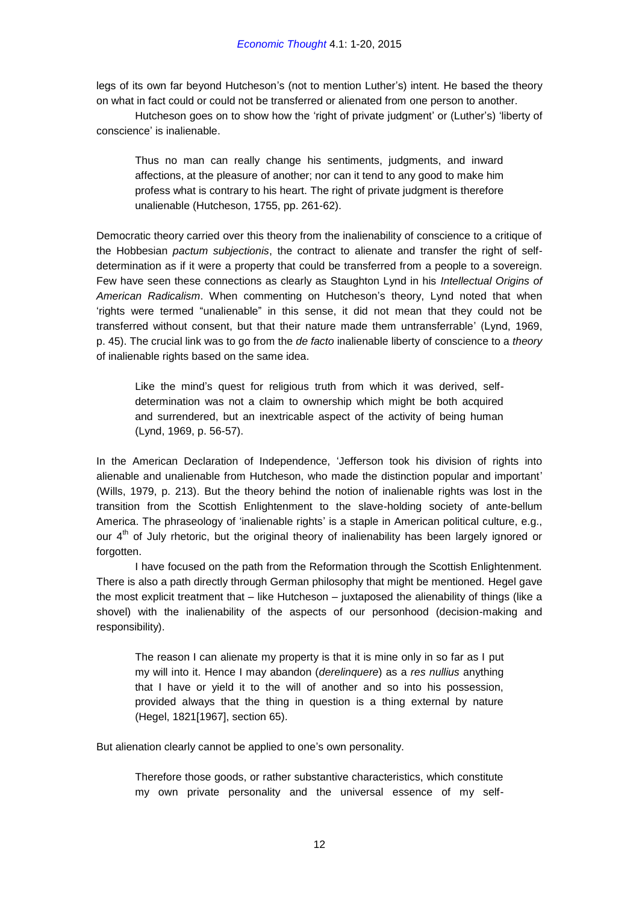legs of its own far beyond Hutcheson's (not to mention Luther's) intent. He based the theory on what in fact could or could not be transferred or alienated from one person to another.

Hutcheson goes on to show how the 'right of private judgment' or (Luther's) 'liberty of conscience' is inalienable.

> Thus no man can really change his sentiments, judgments, and inward affections, at the pleasure of another; nor can it tend to any good to make him profess what is contrary to his heart. The right of private judgment is therefore unalienable (Hutcheson, 1755, pp. 261-62).

Democratic theory carried over this theory from the inalienability of conscience to a critique of the Hobbesian *pactum subjectionis*, the contract to alienate and transfer the right of self-determination as if it were a property that could be transferred from a people to a sovereign. Few have seen these connections as clearly as Staughton Lynd in his *Intellectual Origins of American Radicalism*. When commenting on Hutcheson's theory, Lynd noted that when 'rights were termed "unalienable" in this sense, it did not mean that they could not be transferred without consent, but that their nature made them untransferrable' (Lynd, 1969, p. 45). The crucial link was to go from the *de facto* inalienable liberty of conscience to a *theory* of inalienable rights based on the same idea.

> Like the mind's quest for religious truth from which it was derived, self-determination was not a claim to ownership which might be both acquired and surrendered, but an inextricable aspect of the activity of being human (Lynd, 1969, p. 56-57).

In the American Declaration of Independence, 'Jefferson took his division of rights into alienable and unalienable from Hutcheson, who made the distinction popular and important' (Wills, 1979, p. 213). But the theory behind the notion of inalienable rights was lost in the transition from the Scottish Enlightenment to the slave-holding society of ante-bellum America. The phraseology of 'inalienable rights' is a staple in American political culture, e.g., our 4th of July rhetoric, but the original theory of inalienability has been largely ignored or forgotten.

I have focused on the path from the Reformation through the Scottish Enlightenment. There is also a path directly through German philosophy that might be mentioned. Hegel gave the most explicit treatment that – like Hutcheson – juxtaposed the alienability of things (like a shovel) with the inalienability of the aspects of our personhood (decision-making and responsibility).

> The reason I can alienate my property is that it is mine only in so far as I put my will into it. Hence I may abandon (*derelinquere*) as a *res nullius* anything that I have or yield it to the will of another and so into his possession, provided always that the thing in question is a thing external by nature (Hegel, 1821[1967], section 65).

But alienation clearly cannot be applied to one's own personality.

> Therefore those goods, or rather substantive characteristics, which constitute my own private personality and the universal essence of my self-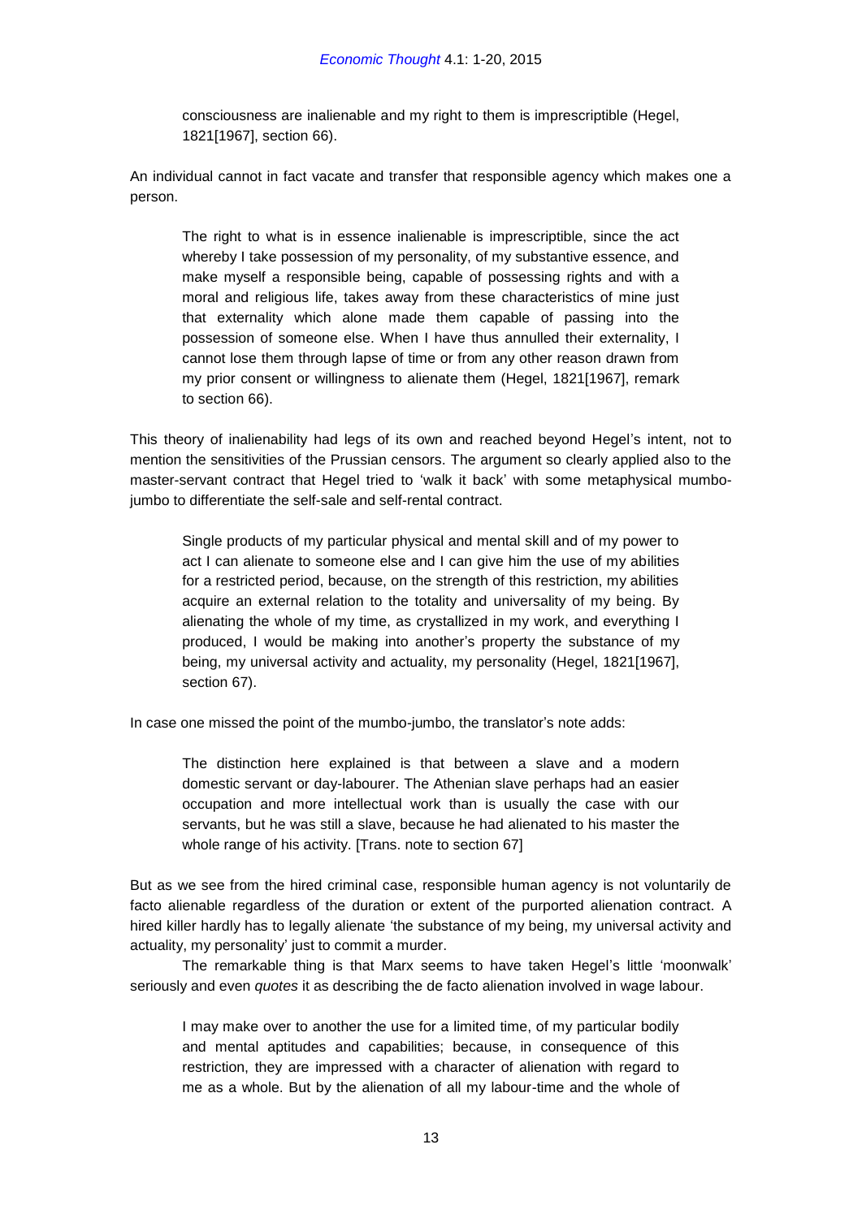> consciousness are inalienable and my right to them is imprescriptible (Hegel, 1821[1967], section 66).

An individual cannot in fact vacate and transfer that responsible agency which makes one a person.

> The right to what is in essence inalienable is imprescriptible, since the act whereby I take possession of my personality, of my substantive essence, and make myself a responsible being, capable of possessing rights and with a moral and religious life, takes away from these characteristics of mine just that externality which alone made them capable of passing into the possession of someone else. When I have thus annulled their externality, I cannot lose them through lapse of time or from any other reason drawn from my prior consent or willingness to alienate them (Hegel, 1821[1967], remark to section 66).

This theory of inalienability had legs of its own and reached beyond Hegel's intent, not to mention the sensitivities of the Prussian censors. The argument so clearly applied also to the master-servant contract that Hegel tried to 'walk it back' with some metaphysical mumbo-jumbo to differentiate the self-sale and self-rental contract.

> Single products of my particular physical and mental skill and of my power to act I can alienate to someone else and I can give him the use of my abilities for a restricted period, because, on the strength of this restriction, my abilities acquire an external relation to the totality and universality of my being. By alienating the whole of my time, as crystallized in my work, and everything I produced, I would be making into another's property the substance of my being, my universal activity and actuality, my personality (Hegel, 1821[1967], section 67).

In case one missed the point of the mumbo-jumbo, the translator's note adds:

> The distinction here explained is that between a slave and a modern domestic servant or day-labourer. The Athenian slave perhaps had an easier occupation and more intellectual work than is usually the case with our servants, but he was still a slave, because he had alienated to his master the whole range of his activity. [Trans. note to section 67]

But as we see from the hired criminal case, responsible human agency is not voluntarily de facto alienable regardless of the duration or extent of the purported alienation contract. A hired killer hardly has to legally alienate 'the substance of my being, my universal activity and actuality, my personality' just to commit a murder.

The remarkable thing is that Marx seems to have taken Hegel's little 'moonwalk' seriously and even *quotes* it as describing the de facto alienation involved in wage labour.

> I may make over to another the use for a limited time, of my particular bodily and mental aptitudes and capabilities; because, in consequence of this restriction, they are impressed with a character of alienation with regard to me as a whole. But by the alienation of all my labour-time and the whole of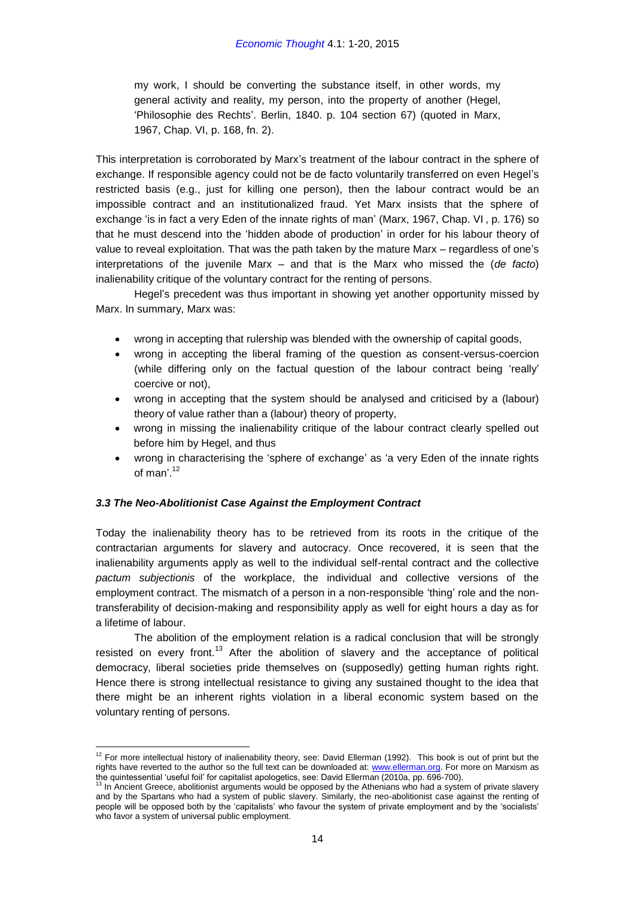my work, I should be converting the substance itself, in other words, my general activity and reality, my person, into the property of another (Hegel, 'Philosophie des Rechts'. Berlin, 1840. p. 104 section 67) (quoted in Marx, 1967, Chap. VI, p. 168, fn. 2).

This interpretation is corroborated by Marx's treatment of the labour contract in the sphere of exchange. If responsible agency could not be de facto voluntarily transferred on even Hegel's restricted basis (e.g., just for killing one person), then the labour contract would be an impossible contract and an institutionalized fraud. Yet Marx insists that the sphere of exchange 'is in fact a very Eden of the innate rights of man' (Marx, 1967, Chap. VI , p. 176) so that he must descend into the 'hidden abode of production' in order for his labour theory of value to reveal exploitation. That was the path taken by the mature Marx – regardless of one's interpretations of the juvenile Marx – and that is the Marx who missed the (*de facto*) inalienability critique of the voluntary contract for the renting of persons.

Hegel's precedent was thus important in showing yet another opportunity missed by Marx. In summary, Marx was:

- wrong in accepting that rulership was blended with the ownership of capital goods,
- wrong in accepting the liberal framing of the question as consent-versus-coercion (while differing only on the factual question of the labour contract being 'really' coercive or not),
- wrong in accepting that the system should be analysed and criticised by a (labour) theory of value rather than a (labour) theory of property,
- wrong in missing the inalienability critique of the labour contract clearly spelled out before him by Hegel, and thus
- wrong in characterising the 'sphere of exchange' as 'a very Eden of the innate rights of man'.[12]

### *3.3 The Neo-Abolitionist Case Against the Employment Contract*

Today the inalienability theory has to be retrieved from its roots in the critique of the contractarian arguments for slavery and autocracy. Once recovered, it is seen that the inalienability arguments apply as well to the individual self-rental contract and the collective *pactum subjectionis* of the workplace, the individual and collective versions of the employment contract. The mismatch of a person in a non-responsible 'thing' role and the non-transferability of decision-making and responsibility apply as well for eight hours a day as for a lifetime of labour.

The abolition of the employment relation is a radical conclusion that will be strongly resisted on every front.[13] After the abolition of slavery and the acceptance of political democracy, liberal societies pride themselves on (supposedly) getting human rights right. Hence there is strong intellectual resistance to giving any sustained thought to the idea that there might be an inherent rights violation in a liberal economic system based on the voluntary renting of persons.

---

[12] For more intellectual history of inalienability theory, see: David Ellerman (1992). This book is out of print but the rights have reverted to the author so the full text can be downloaded at: www.ellerman.org. For more on Marxism as the quintessential 'useful foil' for capitalist apologetics, see: David Ellerman (2010a, pp. 696-700).

[13] In Ancient Greece, abolitionist arguments would be opposed by the Athenians who had a system of private slavery and by the Spartans who had a system of public slavery. Similarly, the neo-abolitionist case against the renting of people will be opposed both by the 'capitalists' who favour the system of private employment and by the 'socialists' who favor a system of universal public employment.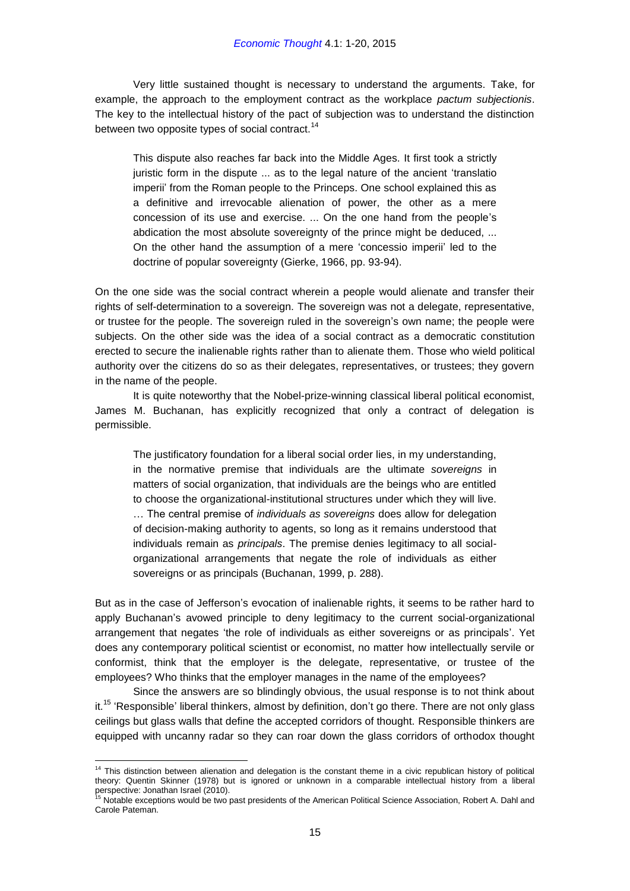Very little sustained thought is necessary to understand the arguments. Take, for example, the approach to the employment contract as the workplace *pactum subjectionis*. The key to the intellectual history of the pact of subjection was to understand the distinction between two opposite types of social contract.[14]

> This dispute also reaches far back into the Middle Ages. It first took a strictly juristic form in the dispute ... as to the legal nature of the ancient 'translatio imperii' from the Roman people to the Princeps. One school explained this as a definitive and irrevocable alienation of power, the other as a mere concession of its use and exercise. ... On the one hand from the people's abdication the most absolute sovereignty of the prince might be deduced, ... On the other hand the assumption of a mere 'concessio imperii' led to the doctrine of popular sovereignty (Gierke, 1966, pp. 93-94).

On the one side was the social contract wherein a people would alienate and transfer their rights of self-determination to a sovereign. The sovereign was not a delegate, representative, or trustee for the people. The sovereign ruled in the sovereign's own name; the people were subjects. On the other side was the idea of a social contract as a democratic constitution erected to secure the inalienable rights rather than to alienate them. Those who wield political authority over the citizens do so as their delegates, representatives, or trustees; they govern in the name of the people.

It is quite noteworthy that the Nobel-prize-winning classical liberal political economist, James M. Buchanan, has explicitly recognized that only a contract of delegation is permissible.

> The justificatory foundation for a liberal social order lies, in my understanding, in the normative premise that individuals are the ultimate *sovereigns* in matters of social organization, that individuals are the beings who are entitled to choose the organizational-institutional structures under which they will live. … The central premise of *individuals as sovereigns* does allow for delegation of decision-making authority to agents, so long as it remains understood that individuals remain as *principals*. The premise denies legitimacy to all social-organizational arrangements that negate the role of individuals as either sovereigns or as principals (Buchanan, 1999, p. 288).

But as in the case of Jefferson's evocation of inalienable rights, it seems to be rather hard to apply Buchanan's avowed principle to deny legitimacy to the current social-organizational arrangement that negates 'the role of individuals as either sovereigns or as principals'. Yet does any contemporary political scientist or economist, no matter how intellectually servile or conformist, think that the employer is the delegate, representative, or trustee of the employees? Who thinks that the employer manages in the name of the employees?

Since the answers are so blindingly obvious, the usual response is to not think about it.[15] 'Responsible' liberal thinkers, almost by definition, don't go there. There are not only glass ceilings but glass walls that define the accepted corridors of thought. Responsible thinkers are equipped with uncanny radar so they can roar down the glass corridors of orthodox thought

---

[14] This distinction between alienation and delegation is the constant theme in a civic republican history of political theory: Quentin Skinner (1978) but is ignored or unknown in a comparable intellectual history from a liberal perspective: Jonathan Israel (2010).

[15] Notable exceptions would be two past presidents of the American Political Science Association, Robert A. Dahl and Carole Pateman.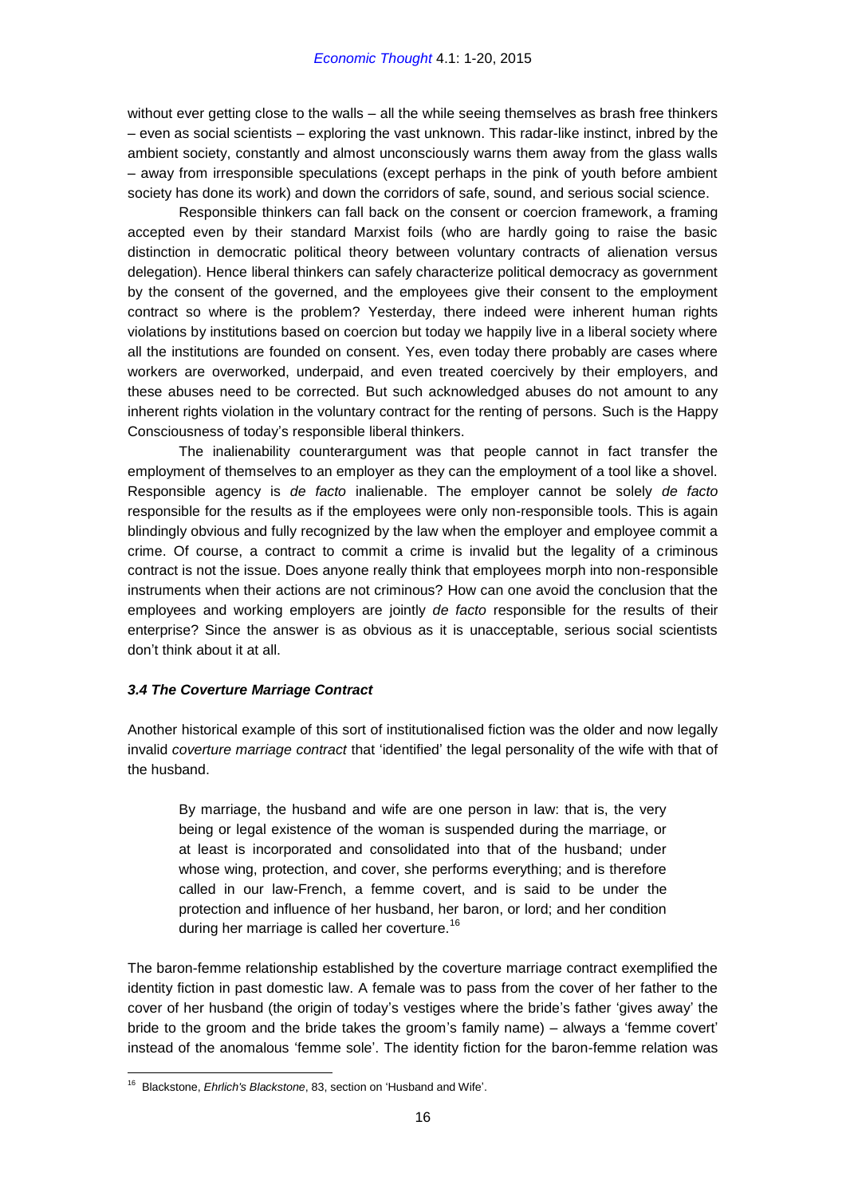without ever getting close to the walls – all the while seeing themselves as brash free thinkers – even as social scientists – exploring the vast unknown. This radar-like instinct, inbred by the ambient society, constantly and almost unconsciously warns them away from the glass walls – away from irresponsible speculations (except perhaps in the pink of youth before ambient society has done its work) and down the corridors of safe, sound, and serious social science.

Responsible thinkers can fall back on the consent or coercion framework, a framing accepted even by their standard Marxist foils (who are hardly going to raise the basic distinction in democratic political theory between voluntary contracts of alienation versus delegation). Hence liberal thinkers can safely characterize political democracy as government by the consent of the governed, and the employees give their consent to the employment contract so where is the problem? Yesterday, there indeed were inherent human rights violations by institutions based on coercion but today we happily live in a liberal society where all the institutions are founded on consent. Yes, even today there probably are cases where workers are overworked, underpaid, and even treated coercively by their employers, and these abuses need to be corrected. But such acknowledged abuses do not amount to any inherent rights violation in the voluntary contract for the renting of persons. Such is the Happy Consciousness of today's responsible liberal thinkers.

The inalienability counterargument was that people cannot in fact transfer the employment of themselves to an employer as they can the employment of a tool like a shovel. Responsible agency is *de facto* inalienable. The employer cannot be solely *de facto* responsible for the results as if the employees were only non-responsible tools. This is again blindingly obvious and fully recognized by the law when the employer and employee commit a crime. Of course, a contract to commit a crime is invalid but the legality of a criminous contract is not the issue. Does anyone really think that employees morph into non-responsible instruments when their actions are not criminous? How can one avoid the conclusion that the employees and working employers are jointly *de facto* responsible for the results of their enterprise? Since the answer is as obvious as it is unacceptable, serious social scientists don't think about it at all.

### *3.4 The Coverture Marriage Contract*

Another historical example of this sort of institutionalised fiction was the older and now legally invalid *coverture marriage contract* that 'identified' the legal personality of the wife with that of the husband.

> By marriage, the husband and wife are one person in law: that is, the very being or legal existence of the woman is suspended during the marriage, or at least is incorporated and consolidated into that of the husband; under whose wing, protection, and cover, she performs everything; and is therefore called in our law-French, a femme covert, and is said to be under the protection and influence of her husband, her baron, or lord; and her condition during her marriage is called her coverture.[16]

The baron-femme relationship established by the coverture marriage contract exemplified the identity fiction in past domestic law. A female was to pass from the cover of her father to the cover of her husband (the origin of today's vestiges where the bride's father 'gives away' the bride to the groom and the bride takes the groom's family name) – always a 'femme covert' instead of the anomalous 'femme sole'. The identity fiction for the baron-femme relation was

---

[16] Blackstone, *Ehrlich's Blackstone*, 83, section on 'Husband and Wife'.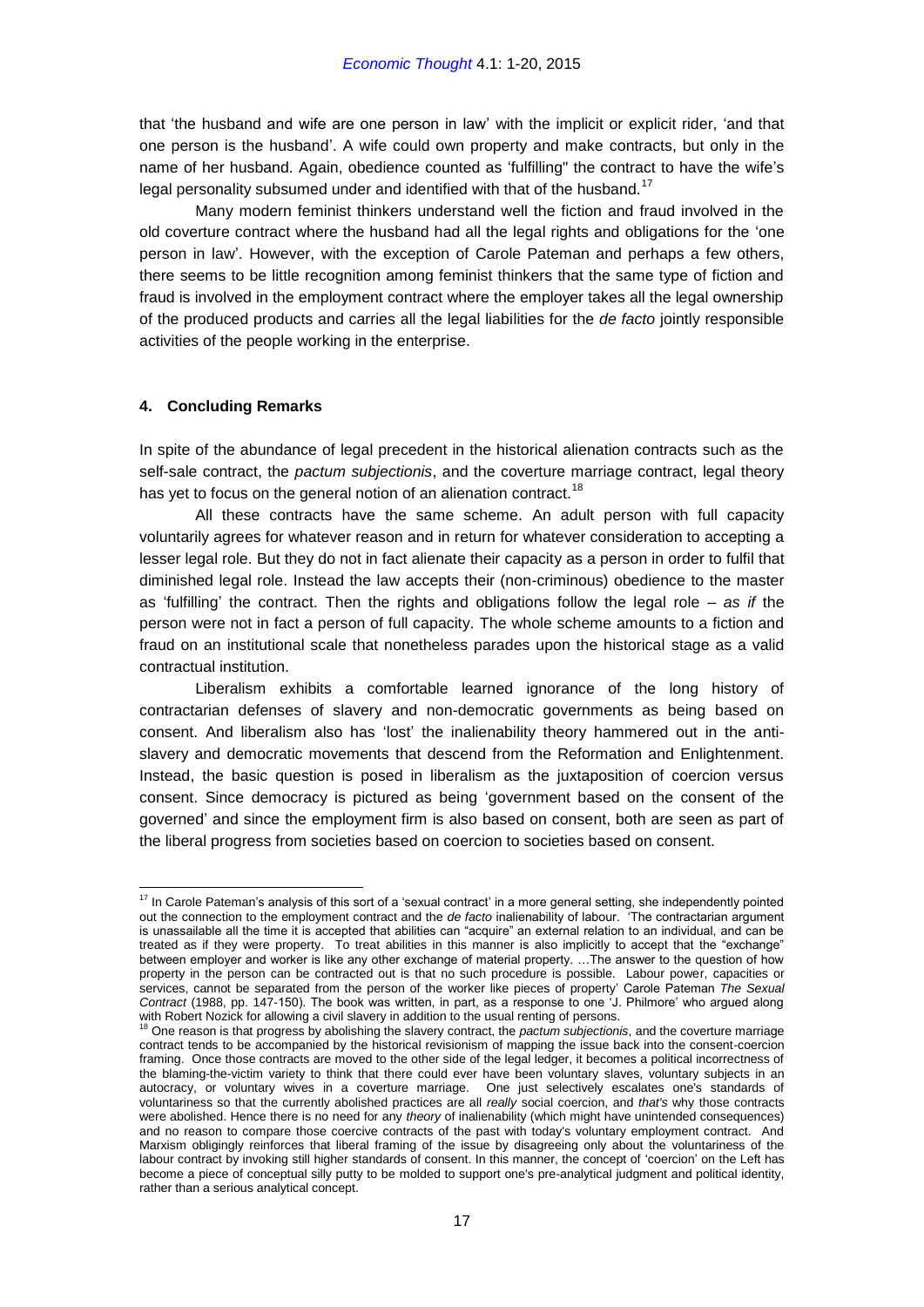that 'the husband and wife are one person in law' with the implicit or explicit rider, 'and that one person is the husband'. A wife could own property and make contracts, but only in the name of her husband. Again, obedience counted as 'fulfilling" the contract to have the wife's legal personality subsumed under and identified with that of the husband.[17]

Many modern feminist thinkers understand well the fiction and fraud involved in the old coverture contract where the husband had all the legal rights and obligations for the 'one person in law'. However, with the exception of Carole Pateman and perhaps a few others, there seems to be little recognition among feminist thinkers that the same type of fiction and fraud is involved in the employment contract where the employer takes all the legal ownership of the produced products and carries all the legal liabilities for the *de facto* jointly responsible activities of the people working in the enterprise.

## 4. Concluding Remarks

In spite of the abundance of legal precedent in the historical alienation contracts such as the self-sale contract, the *pactum subjectionis*, and the coverture marriage contract, legal theory has yet to focus on the general notion of an alienation contract.[18]

All these contracts have the same scheme. An adult person with full capacity voluntarily agrees for whatever reason and in return for whatever consideration to accepting a lesser legal role. But they do not in fact alienate their capacity as a person in order to fulfil that diminished legal role. Instead the law accepts their (non-criminous) obedience to the master as 'fulfilling' the contract. Then the rights and obligations follow the legal role – *as if* the person were not in fact a person of full capacity. The whole scheme amounts to a fiction and fraud on an institutional scale that nonetheless parades upon the historical stage as a valid contractual institution.

Liberalism exhibits a comfortable learned ignorance of the long history of contractarian defenses of slavery and non-democratic governments as being based on consent. And liberalism also has 'lost' the inalienability theory hammered out in the anti-slavery and democratic movements that descend from the Reformation and Enlightenment. Instead, the basic question is posed in liberalism as the juxtaposition of coercion versus consent. Since democracy is pictured as being 'government based on the consent of the governed' and since the employment firm is also based on consent, both are seen as part of the liberal progress from societies based on coercion to societies based on consent.

---

[17] In Carole Pateman's analysis of this sort of a 'sexual contract' in a more general setting, she independently pointed out the connection to the employment contract and the *de facto* inalienability of labour. 'The contractarian argument is unassailable all the time it is accepted that abilities can "acquire" an external relation to an individual, and can be treated as if they were property. To treat abilities in this manner is also implicitly to accept that the "exchange" between employer and worker is like any other exchange of material property. …The answer to the question of how property in the person can be contracted out is that no such procedure is possible. Labour power, capacities or services, cannot be separated from the person of the worker like pieces of property' Carole Pateman *The Sexual Contract* (1988, pp. 147-150). The book was written, in part, as a response to one 'J. Philmore' who argued along with Robert Nozick for allowing a civil slavery in addition to the usual renting of persons.

[18] One reason is that progress by abolishing the slavery contract, the *pactum subjectionis*, and the coverture marriage contract tends to be accompanied by the historical revisionism of mapping the issue back into the consent-coercion framing. Once those contracts are moved to the other side of the legal ledger, it becomes a political incorrectness of the blaming-the-victim variety to think that there could ever have been voluntary slaves, voluntary subjects in an autocracy, or voluntary wives in a coverture marriage. One just selectively escalates one's standards of voluntariness so that the currently abolished practices are all *really* social coercion, and *that's* why those contracts were abolished. Hence there is no need for any *theory* of inalienability (which might have unintended consequences) and no reason to compare those coercive contracts of the past with today's voluntary employment contract. And Marxism obligingly reinforces that liberal framing of the issue by disagreeing only about the voluntariness of the labour contract by invoking still higher standards of consent. In this manner, the concept of 'coercion' on the Left has become a piece of conceptual silly putty to be molded to support one's pre-analytical judgment and political identity, rather than a serious analytical concept.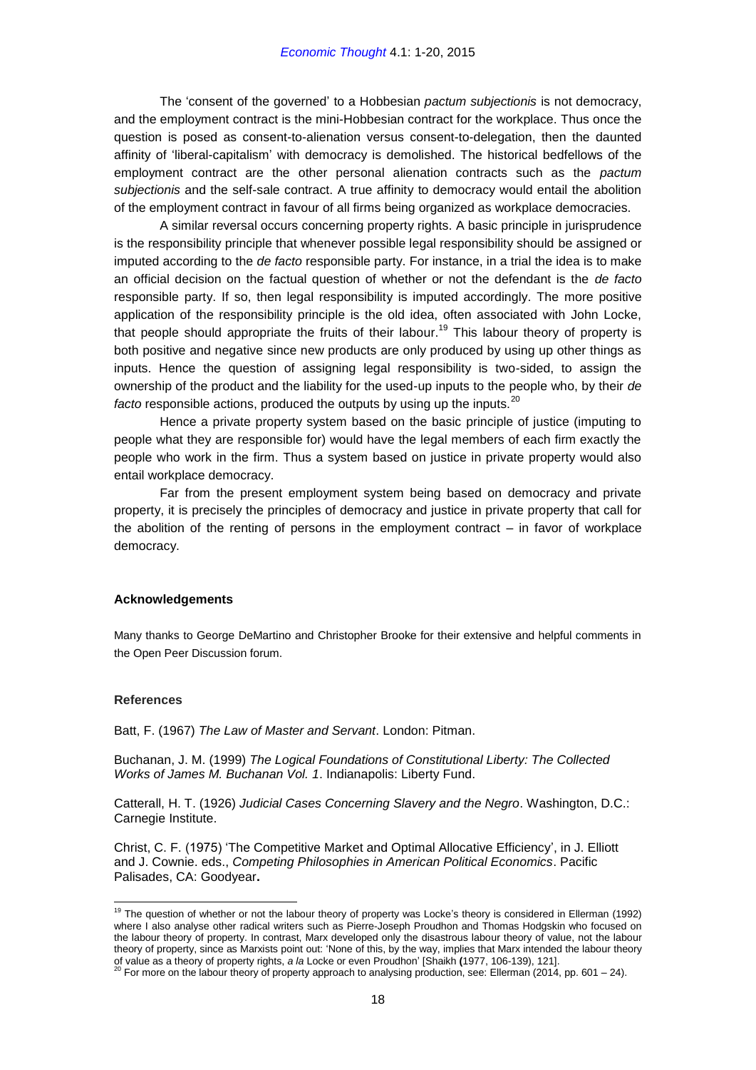The 'consent of the governed' to a Hobbesian *pactum subjectionis* is not democracy, and the employment contract is the mini-Hobbesian contract for the workplace. Thus once the question is posed as consent-to-alienation versus consent-to-delegation, then the daunted affinity of 'liberal-capitalism' with democracy is demolished. The historical bedfellows of the employment contract are the other personal alienation contracts such as the *pactum subjectionis* and the self-sale contract. A true affinity to democracy would entail the abolition of the employment contract in favour of all firms being organized as workplace democracies.

A similar reversal occurs concerning property rights. A basic principle in jurisprudence is the responsibility principle that whenever possible legal responsibility should be assigned or imputed according to the *de facto* responsible party. For instance, in a trial the idea is to make an official decision on the factual question of whether or not the defendant is the *de facto* responsible party. If so, then legal responsibility is imputed accordingly. The more positive application of the responsibility principle is the old idea, often associated with John Locke, that people should appropriate the fruits of their labour.[19] This labour theory of property is both positive and negative since new products are only produced by using up other things as inputs. Hence the question of assigning legal responsibility is two-sided, to assign the ownership of the product and the liability for the used-up inputs to the people who, by their *de facto* responsible actions, produced the outputs by using up the inputs.[20]

Hence a private property system based on the basic principle of justice (imputing to people what they are responsible for) would have the legal members of each firm exactly the people who work in the firm. Thus a system based on justice in private property would also entail workplace democracy.

Far from the present employment system being based on democracy and private property, it is precisely the principles of democracy and justice in private property that call for the abolition of the renting of persons in the employment contract – in favor of workplace democracy.

#### Acknowledgements

Many thanks to George DeMartino and Christopher Brooke for their extensive and helpful comments in the Open Peer Discussion forum.

#### References

Batt, F. (1967) *The Law of Master and Servant*. London: Pitman.

Buchanan, J. M. (1999) *The Logical Foundations of Constitutional Liberty: The Collected Works of James M. Buchanan Vol. 1*. Indianapolis: Liberty Fund.

Catterall, H. T. (1926) *Judicial Cases Concerning Slavery and the Negro*. Washington, D.C.: Carnegie Institute.

Christ, C. F. (1975) 'The Competitive Market and Optimal Allocative Efficiency', in J. Elliott and J. Cownie. eds., *Competing Philosophies in American Political Economics*. Pacific Palisades, CA: Goodyear.

---

[19] The question of whether or not the labour theory of property was Locke's theory is considered in Ellerman (1992) where I also analyse other radical writers such as Pierre-Joseph Proudhon and Thomas Hodgskin who focused on the labour theory of property. In contrast, Marx developed only the disastrous labour theory of value, not the labour theory of property, since as Marxists point out: 'None of this, by the way, implies that Marx intended the labour theory of value as a theory of property rights, *a la* Locke or even Proudhon' [Shaikh (1977, 106-139), 121].

[20] For more on the labour theory of property approach to analysing production, see: Ellerman (2014, pp. 601 – 24).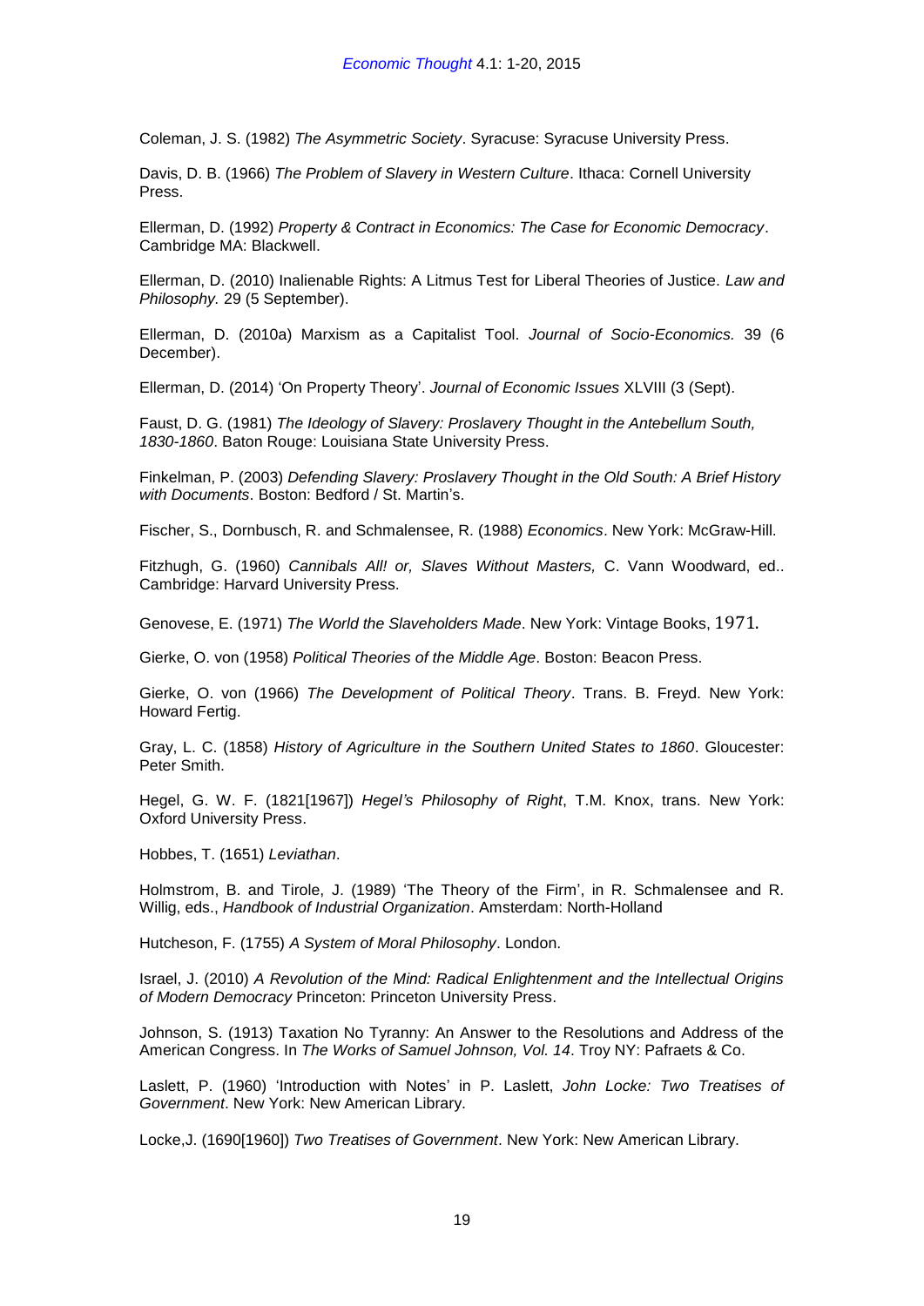Coleman, J. S. (1982) *The Asymmetric Society*. Syracuse: Syracuse University Press.

Davis, D. B. (1966) *The Problem of Slavery in Western Culture*. Ithaca: Cornell University Press.

Ellerman, D. (1992) *Property & Contract in Economics: The Case for Economic Democracy*. Cambridge MA: Blackwell.

Ellerman, D. (2010) Inalienable Rights: A Litmus Test for Liberal Theories of Justice. *Law and Philosophy.* 29 (5 September).

Ellerman, D. (2010a) Marxism as a Capitalist Tool. *Journal of Socio-Economics.* 39 (6 December).

Ellerman, D. (2014) 'On Property Theory'. *Journal of Economic Issues* XLVIII (3 (Sept).

Faust, D. G. (1981) *The Ideology of Slavery: Proslavery Thought in the Antebellum South, 1830-1860*. Baton Rouge: Louisiana State University Press.

Finkelman, P. (2003) *Defending Slavery: Proslavery Thought in the Old South: A Brief History with Documents*. Boston: Bedford / St. Martin's.

Fischer, S., Dornbusch, R. and Schmalensee, R. (1988) *Economics*. New York: McGraw-Hill.

Fitzhugh, G. (1960) *Cannibals All! or, Slaves Without Masters,* C. Vann Woodward, ed.. Cambridge: Harvard University Press.

Genovese, E. (1971) *The World the Slaveholders Made*. New York: Vintage Books, 1971.

Gierke, O. von (1958) *Political Theories of the Middle Age*. Boston: Beacon Press.

Gierke, O. von (1966) *The Development of Political Theory*. Trans. B. Freyd. New York: Howard Fertig.

Gray, L. C. (1858) *History of Agriculture in the Southern United States to 1860*. Gloucester: Peter Smith.

Hegel, G. W. F. (1821[1967]) *Hegel's Philosophy of Right*, T.M. Knox, trans. New York: Oxford University Press.

Hobbes, T. (1651) *Leviathan*.

Holmstrom, B. and Tirole, J. (1989) 'The Theory of the Firm', in R. Schmalensee and R. Willig, eds., *Handbook of Industrial Organization*. Amsterdam: North-Holland

Hutcheson, F. (1755) *A System of Moral Philosophy*. London.

Israel, J. (2010) *A Revolution of the Mind: Radical Enlightenment and the Intellectual Origins of Modern Democracy* Princeton: Princeton University Press.

Johnson, S. (1913) Taxation No Tyranny: An Answer to the Resolutions and Address of the American Congress. In *The Works of Samuel Johnson, Vol. 14*. Troy NY: Pafraets & Co.

Laslett, P. (1960) 'Introduction with Notes' in P. Laslett, *John Locke: Two Treatises of Government*. New York: New American Library.

Locke,J. (1690[1960]) *Two Treatises of Government*. New York: New American Library.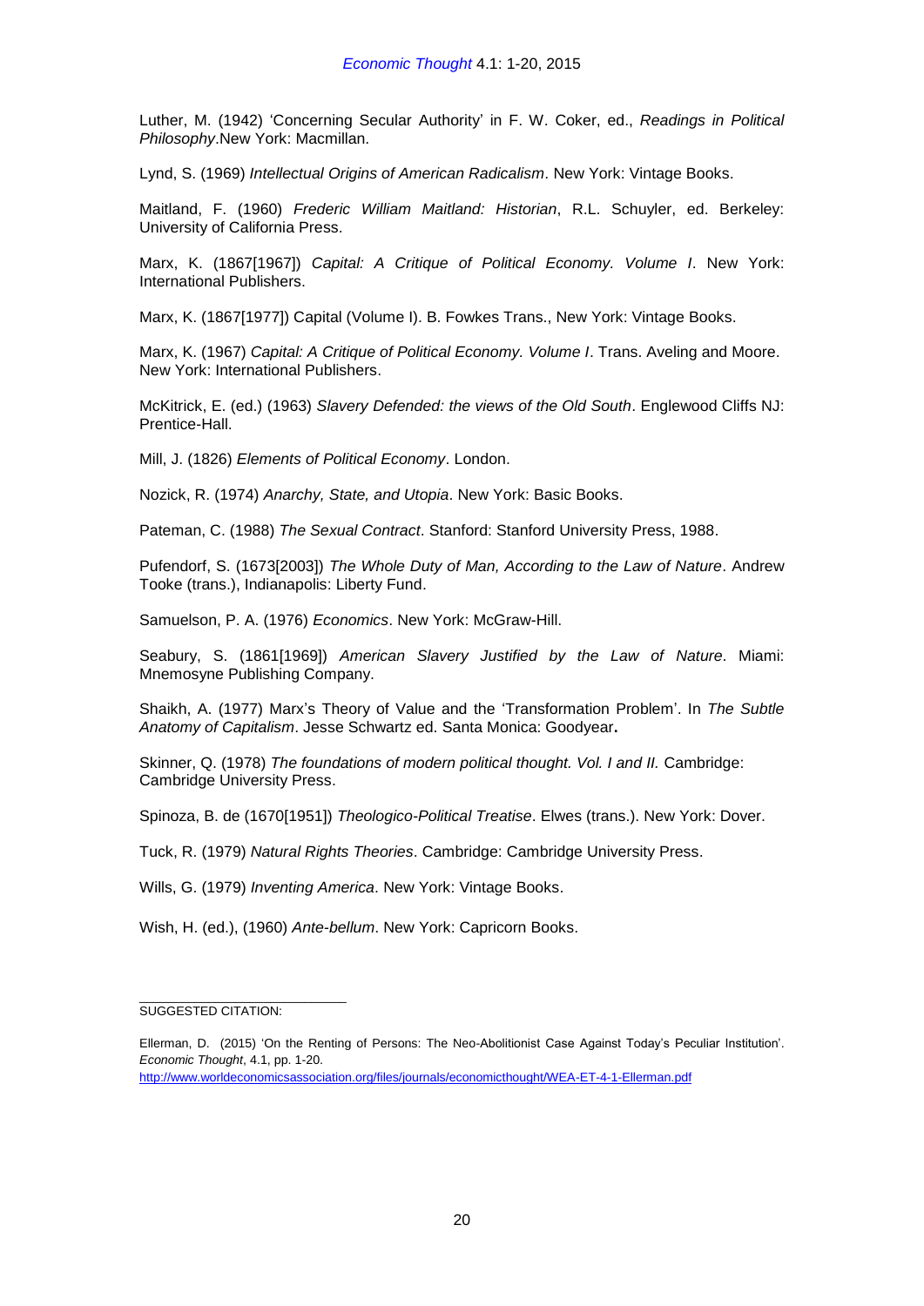Luther, M. (1942) 'Concerning Secular Authority' in F. W. Coker, ed., *Readings in Political Philosophy*.New York: Macmillan.

Lynd, S. (1969) *Intellectual Origins of American Radicalism*. New York: Vintage Books.

Maitland, F. (1960) *Frederic William Maitland: Historian*, R.L. Schuyler, ed. Berkeley: University of California Press.

Marx, K. (1867[1967]) *Capital: A Critique of Political Economy. Volume I*. New York: International Publishers.

Marx, K. (1867[1977]) Capital (Volume I). B. Fowkes Trans., New York: Vintage Books.

Marx, K. (1967) *Capital: A Critique of Political Economy. Volume I*. Trans. Aveling and Moore. New York: International Publishers.

McKitrick, E. (ed.) (1963) *Slavery Defended: the views of the Old South*. Englewood Cliffs NJ: Prentice-Hall.

Mill, J. (1826) *Elements of Political Economy*. London.

Nozick, R. (1974) *Anarchy, State, and Utopia*. New York: Basic Books.

Pateman, C. (1988) *The Sexual Contract*. Stanford: Stanford University Press, 1988.

Pufendorf, S. (1673[2003]) *The Whole Duty of Man, According to the Law of Nature*. Andrew Tooke (trans.), Indianapolis: Liberty Fund.

Samuelson, P. A. (1976) *Economics*. New York: McGraw-Hill.

Seabury, S. (1861[1969]) *American Slavery Justified by the Law of Nature*. Miami: Mnemosyne Publishing Company.

Shaikh, A. (1977) Marx's Theory of Value and the 'Transformation Problem'. In *The Subtle Anatomy of Capitalism*. Jesse Schwartz ed. Santa Monica: Goodyear**.**

Skinner, Q. (1978) *The foundations of modern political thought. Vol. I and II.* Cambridge: Cambridge University Press.

Spinoza, B. de (1670[1951]) *Theologico-Political Treatise*. Elwes (trans.). New York: Dover.

Tuck, R. (1979) *Natural Rights Theories*. Cambridge: Cambridge University Press.

Wills, G. (1979) *Inventing America*. New York: Vintage Books.

Wish, H. (ed.), (1960) *Ante-bellum*. New York: Capricorn Books.

---

SUGGESTED CITATION:

Ellerman, D. (2015) 'On the Renting of Persons: The Neo-Abolitionist Case Against Today's Peculiar Institution'. *Economic Thought*, 4.1, pp. 1-20.
http://www.worldeconomicsassociation.org/files/journals/economicthought/WEA-ET-4-1-Ellerman.pdf